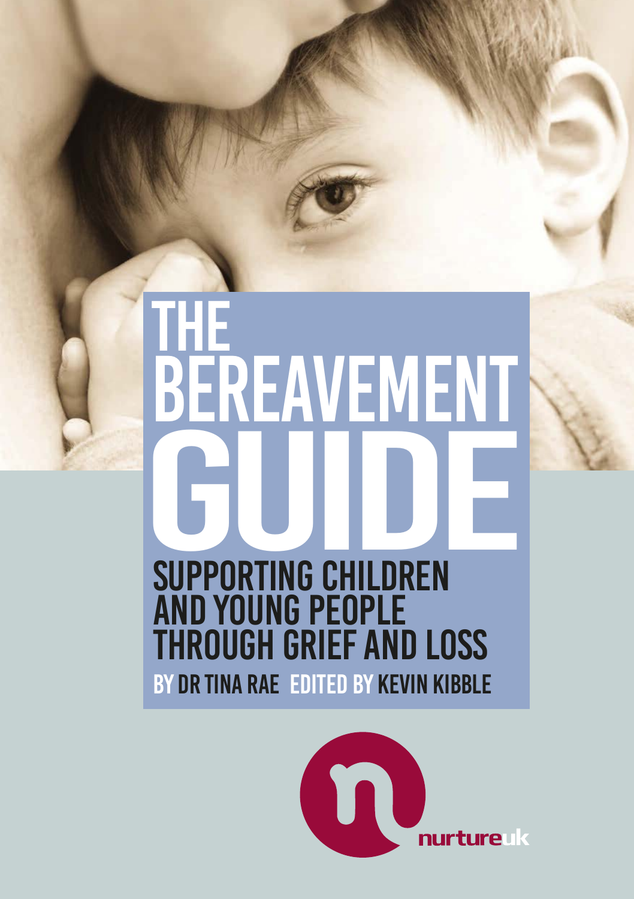# THE BEREAVEMENT GUIDE

## SUPPORTING CHILDREN AND YOUNG PEOPLE THROUGH GRIEF AND LOSS

BY DR TINA RAE EDITED BY KEVIN KIBBLE

nurtureuk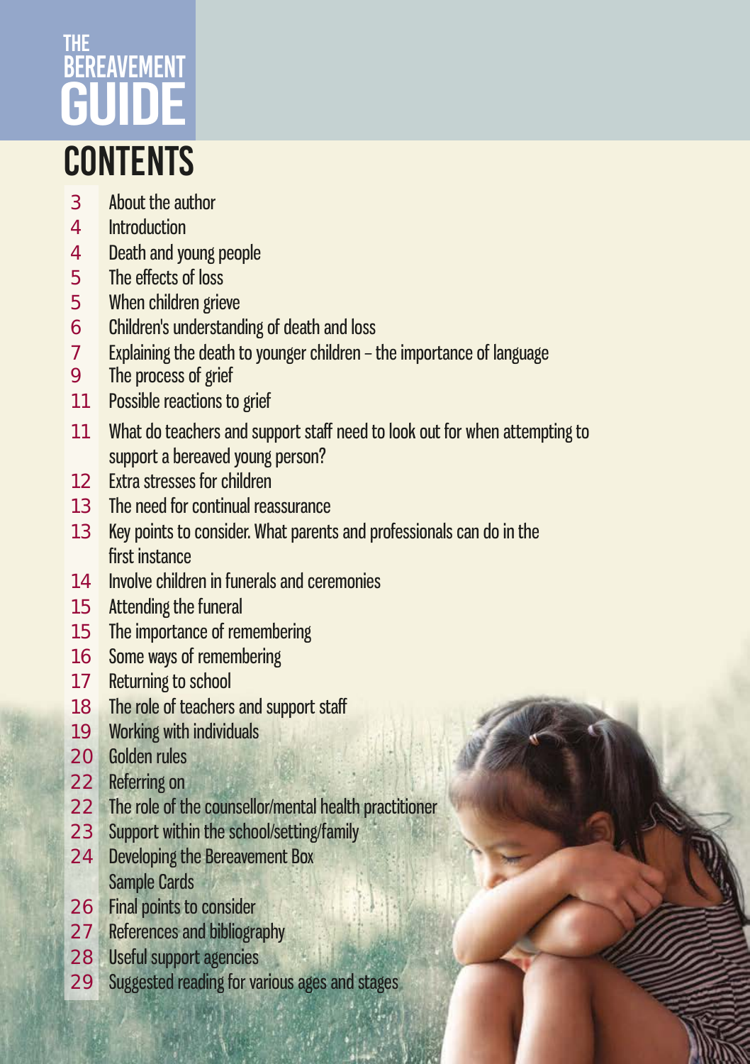THE BEREAVEMENT GUIDE

# CONTENTS

| Page | Section |
| --- | --- |
| 3 | About the author |
| 4 | Introduction |
| 4 | Death and young people |
| 5 | The effects of loss |
| 5 | When children grieve |
| 6 | Children's understanding of death and loss |
| 7 | Explaining the death to younger children – the importance of language |
| 9 | The process of grief |
| 11 | Possible reactions to grief |
| 11 | What do teachers and support staff need to look out for when attempting to support a bereaved young person? |
| 12 | Extra stresses for children |
| 13 | The need for continual reassurance |
| 13 | Key points to consider. What parents and professionals can do in the first instance |
| 14 | Involve children in funerals and ceremonies |
| 15 | Attending the funeral |
| 15 | The importance of remembering |
| 16 | Some ways of remembering |
| 17 | Returning to school |
| 18 | The role of teachers and support staff |
| 19 | Working with individuals |
| 20 | Golden rules |
| 22 | Referring on |
| 22 | The role of the counsellor/mental health practitioner |
| 23 | Support within the school/setting/family |
| 24 | Developing the Bereavement Box |
| | Sample Cards |
| 26 | Final points to consider |
| 27 | References and bibliography |
| 28 | Useful support agencies |
| 29 | Suggested reading for various ages and stages |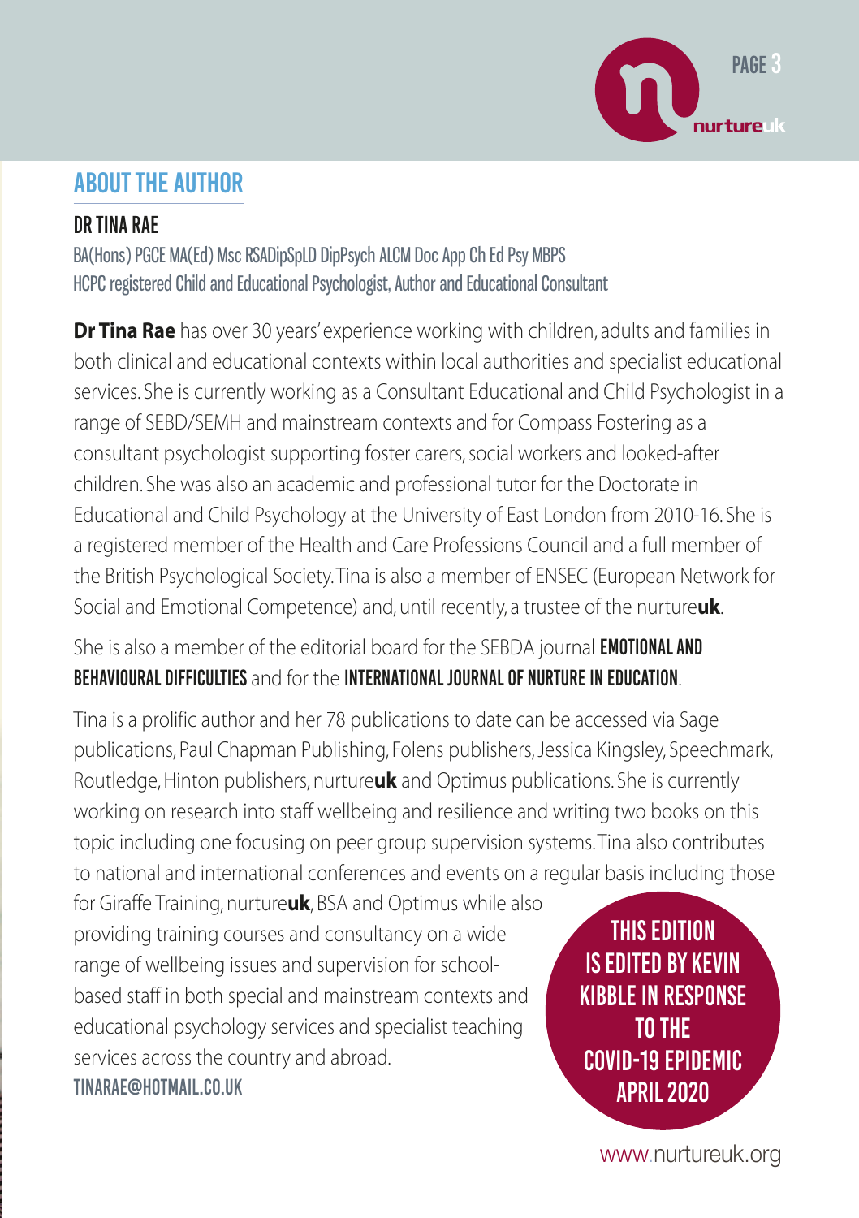## ABOUT THE AUTHOR

### DR TINA RAE

BA(Hons) PGCE MA(Ed) Msc RSADipSpLD DipPsych ALCM Doc App Ch Ed Psy MBPS
HCPC registered Child and Educational Psychologist, Author and Educational Consultant

**Dr Tina Rae** has over 30 years' experience working with children, adults and families in both clinical and educational contexts within local authorities and specialist educational services. She is currently working as a Consultant Educational and Child Psychologist in a range of SEBD/SEMH and mainstream contexts and for Compass Fostering as a consultant psychologist supporting foster carers, social workers and looked-after children. She was also an academic and professional tutor for the Doctorate in Educational and Child Psychology at the University of East London from 2010-16. She is a registered member of the Health and Care Professions Council and a full member of the British Psychological Society. Tina is also a member of ENSEC (European Network for Social and Emotional Competence) and, until recently, a trustee of the nurture**uk**.

She is also a member of the editorial board for the SEBDA journal **EMOTIONAL AND BEHAVIOURAL DIFFICULTIES** and for the **INTERNATIONAL JOURNAL OF NURTURE IN EDUCATION**.

Tina is a prolific author and her 78 publications to date can be accessed via Sage publications, Paul Chapman Publishing, Folens publishers, Jessica Kingsley, Speechmark, Routledge, Hinton publishers, nurture**uk** and Optimus publications. She is currently working on research into staff wellbeing and resilience and writing two books on this topic including one focusing on peer group supervision systems. Tina also contributes to national and international conferences and events on a regular basis including those for Giraffe Training, nurture**uk**, BSA and Optimus while also providing training courses and consultancy on a wide range of wellbeing issues and supervision for school-based staff in both special and mainstream contexts and educational psychology services and specialist teaching services across the country and abroad.
**TINARAE@HOTMAIL.CO.UK**

**THIS EDITION IS EDITED BY KEVIN KIBBLE IN RESPONSE TO THE COVID-19 EPIDEMIC APRIL 2020**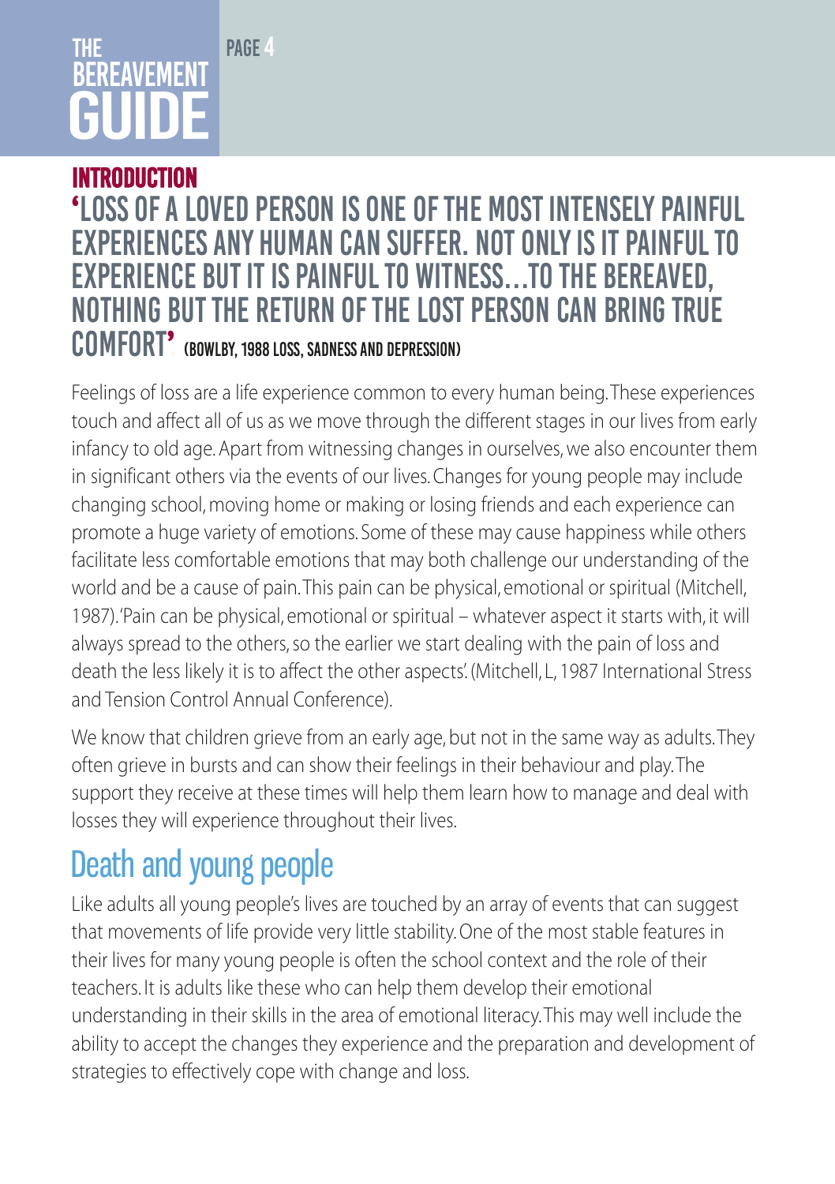## INTRODUCTION

**'LOSS OF A LOVED PERSON IS ONE OF THE MOST INTENSELY PAINFUL EXPERIENCES ANY HUMAN CAN SUFFER. NOT ONLY IS IT PAINFUL TO EXPERIENCE BUT IT IS PAINFUL TO WITNESS…TO THE BEREAVED, NOTHING BUT THE RETURN OF THE LOST PERSON CAN BRING TRUE COMFORT'** (BOWLBY, 1988 LOSS, SADNESS AND DEPRESSION)

Feelings of loss are a life experience common to every human being. These experiences touch and affect all of us as we move through the different stages in our lives from early infancy to old age. Apart from witnessing changes in ourselves, we also encounter them in significant others via the events of our lives. Changes for young people may include changing school, moving home or making or losing friends and each experience can promote a huge variety of emotions. Some of these may cause happiness while others facilitate less comfortable emotions that may both challenge our understanding of the world and be a cause of pain. This pain can be physical, emotional or spiritual (Mitchell, 1987). 'Pain can be physical, emotional or spiritual – whatever aspect it starts with, it will always spread to the others, so the earlier we start dealing with the pain of loss and death the less likely it is to affect the other aspects'. (Mitchell, L, 1987 International Stress and Tension Control Annual Conference).

We know that children grieve from an early age, but not in the same way as adults. They often grieve in bursts and can show their feelings in their behaviour and play. The support they receive at these times will help them learn how to manage and deal with losses they will experience throughout their lives.

## Death and young people

Like adults all young people's lives are touched by an array of events that can suggest that movements of life provide very little stability. One of the most stable features in their lives for many young people is often the school context and the role of their teachers. It is adults like these who can help them develop their emotional understanding in their skills in the area of emotional literacy. This may well include the ability to accept the changes they experience and the preparation and development of strategies to effectively cope with change and loss.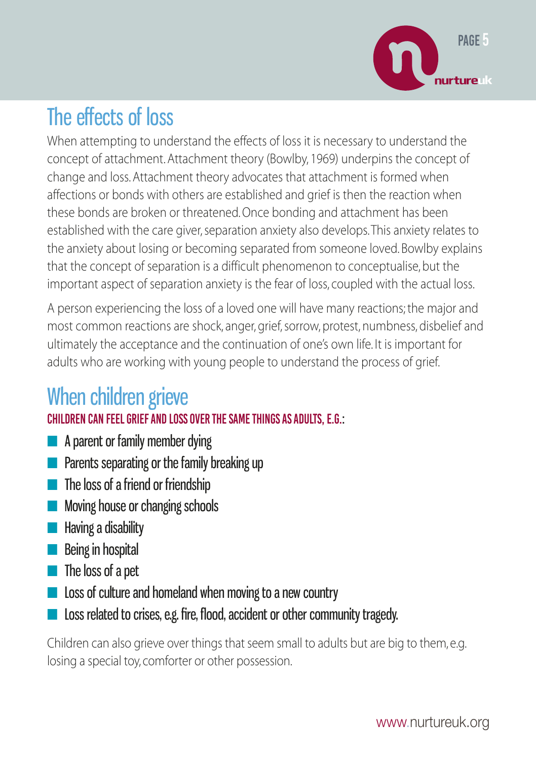## The effects of loss

When attempting to understand the effects of loss it is necessary to understand the concept of attachment. Attachment theory (Bowlby, 1969) underpins the concept of change and loss. Attachment theory advocates that attachment is formed when affections or bonds with others are established and grief is then the reaction when these bonds are broken or threatened. Once bonding and attachment has been established with the care giver, separation anxiety also develops. This anxiety relates to the anxiety about losing or becoming separated from someone loved. Bowlby explains that the concept of separation is a difficult phenomenon to conceptualise, but the important aspect of separation anxiety is the fear of loss, coupled with the actual loss.

A person experiencing the loss of a loved one will have many reactions; the major and most common reactions are shock, anger, grief, sorrow, protest, numbness, disbelief and ultimately the acceptance and the continuation of one's own life. It is important for adults who are working with young people to understand the process of grief.

## When children grieve

**CHILDREN CAN FEEL GRIEF AND LOSS OVER THE SAME THINGS AS ADULTS, E.G.:**

- A parent or family member dying
- Parents separating or the family breaking up
- The loss of a friend or friendship
- Moving house or changing schools
- Having a disability
- Being in hospital
- The loss of a pet
- Loss of culture and homeland when moving to a new country
- Loss related to crises, e.g. fire, flood, accident or other community tragedy.

Children can also grieve over things that seem small to adults but are big to them, e.g. losing a special toy, comforter or other possession.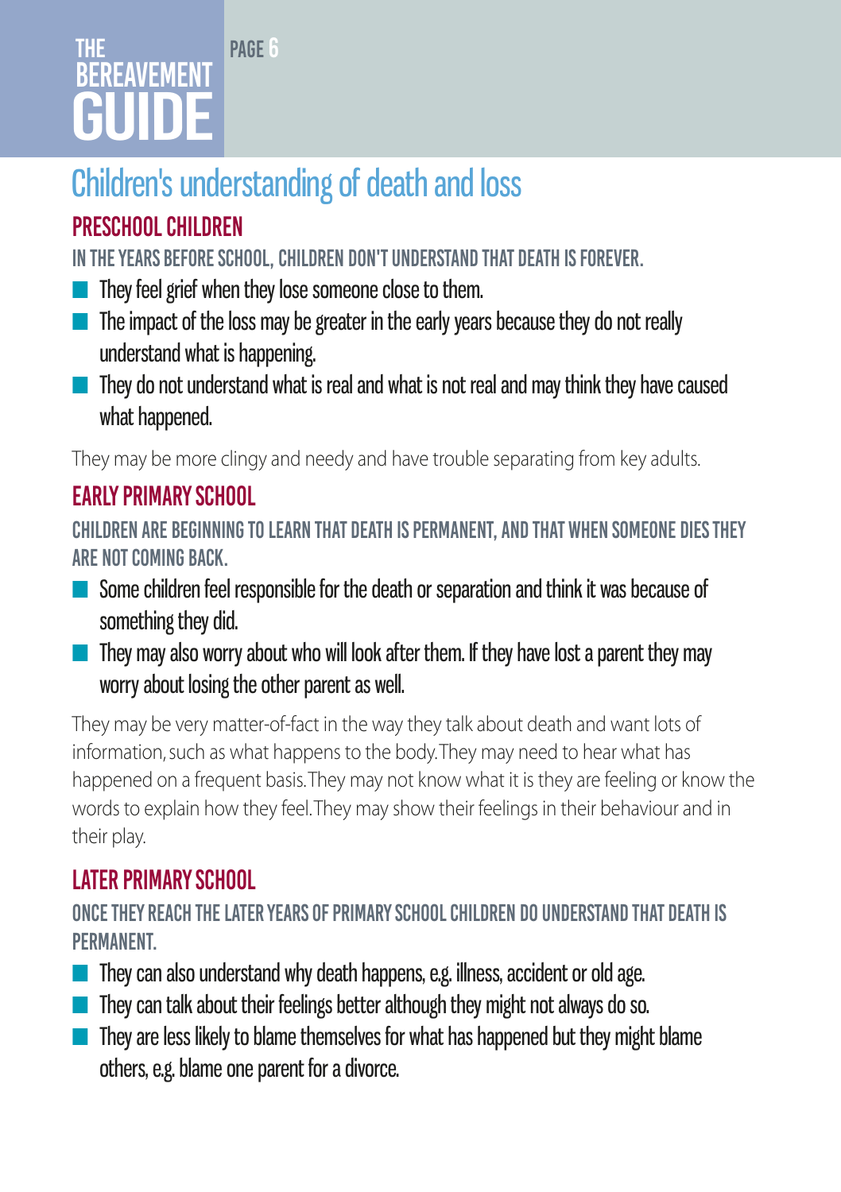# Children's understanding of death and loss

## PRESCHOOL CHILDREN

### IN THE YEARS BEFORE SCHOOL, CHILDREN DON'T UNDERSTAND THAT DEATH IS FOREVER.

- They feel grief when they lose someone close to them.
- The impact of the loss may be greater in the early years because they do not really understand what is happening.
- They do not understand what is real and what is not real and may think they have caused what happened.

They may be more clingy and needy and have trouble separating from key adults.

## EARLY PRIMARY SCHOOL

### CHILDREN ARE BEGINNING TO LEARN THAT DEATH IS PERMANENT, AND THAT WHEN SOMEONE DIES THEY ARE NOT COMING BACK.

- Some children feel responsible for the death or separation and think it was because of something they did.
- They may also worry about who will look after them. If they have lost a parent they may worry about losing the other parent as well.

They may be very matter-of-fact in the way they talk about death and want lots of information, such as what happens to the body. They may need to hear what has happened on a frequent basis. They may not know what it is they are feeling or know the words to explain how they feel. They may show their feelings in their behaviour and in their play.

## LATER PRIMARY SCHOOL

### ONCE THEY REACH THE LATER YEARS OF PRIMARY SCHOOL CHILDREN DO UNDERSTAND THAT DEATH IS PERMANENT.

- They can also understand why death happens, e.g. illness, accident or old age.
- They can talk about their feelings better although they might not always do so.
- They are less likely to blame themselves for what has happened but they might blame others, e.g. blame one parent for a divorce.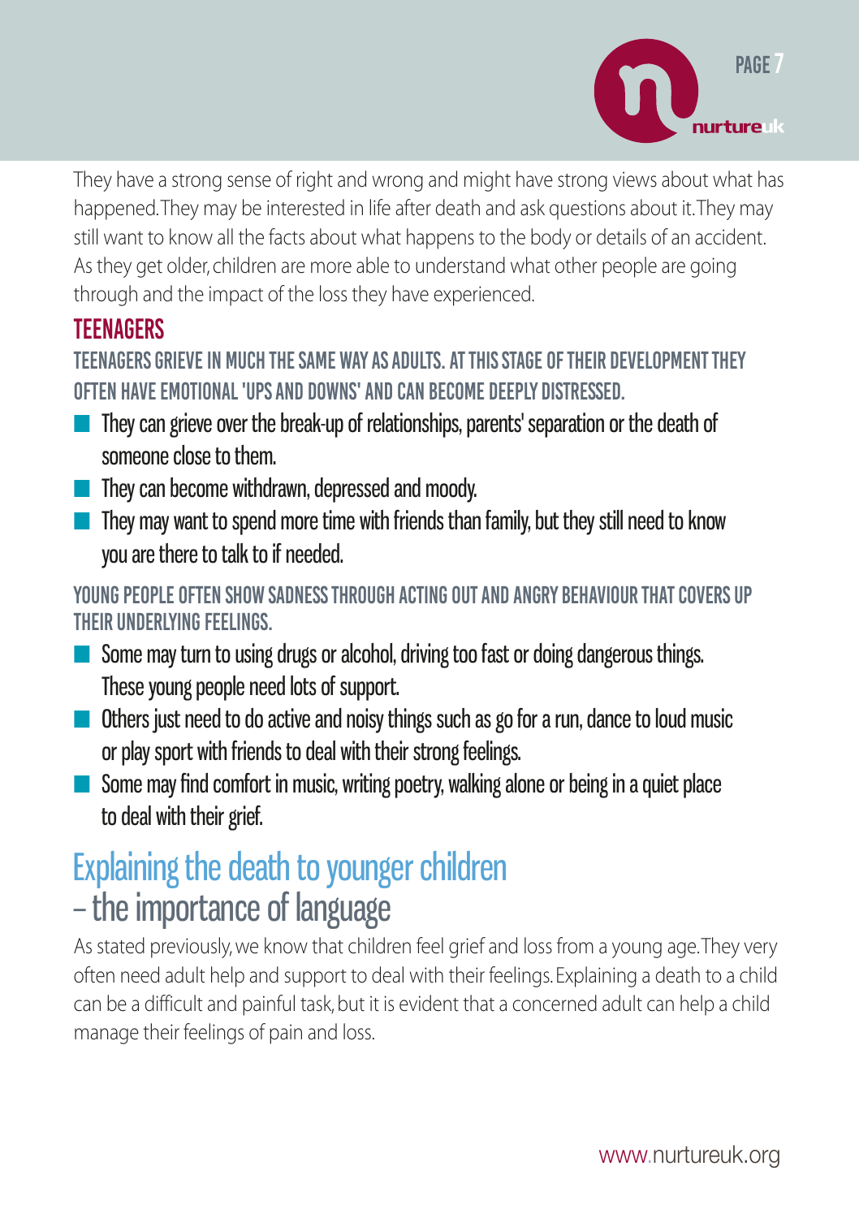They have a strong sense of right and wrong and might have strong views about what has happened. They may be interested in life after death and ask questions about it. They may still want to know all the facts about what happens to the body or details of an accident. As they get older, children are more able to understand what other people are going through and the impact of the loss they have experienced.

### TEENAGERS

**TEENAGERS GRIEVE IN MUCH THE SAME WAY AS ADULTS. AT THIS STAGE OF THEIR DEVELOPMENT THEY OFTEN HAVE EMOTIONAL 'UPS AND DOWNS' AND CAN BECOME DEEPLY DISTRESSED.**

- They can grieve over the break-up of relationships, parents' separation or the death of someone close to them.
- They can become withdrawn, depressed and moody.
- They may want to spend more time with friends than family, but they still need to know you are there to talk to if needed.

**YOUNG PEOPLE OFTEN SHOW SADNESS THROUGH ACTING OUT AND ANGRY BEHAVIOUR THAT COVERS UP THEIR UNDERLYING FEELINGS.**

- Some may turn to using drugs or alcohol, driving too fast or doing dangerous things. These young people need lots of support.
- Others just need to do active and noisy things such as go for a run, dance to loud music or play sport with friends to deal with their strong feelings.
- Some may find comfort in music, writing poetry, walking alone or being in a quiet place to deal with their grief.

## Explaining the death to younger children – the importance of language

As stated previously, we know that children feel grief and loss from a young age. They very often need adult help and support to deal with their feelings. Explaining a death to a child can be a difficult and painful task, but it is evident that a concerned adult can help a child manage their feelings of pain and loss.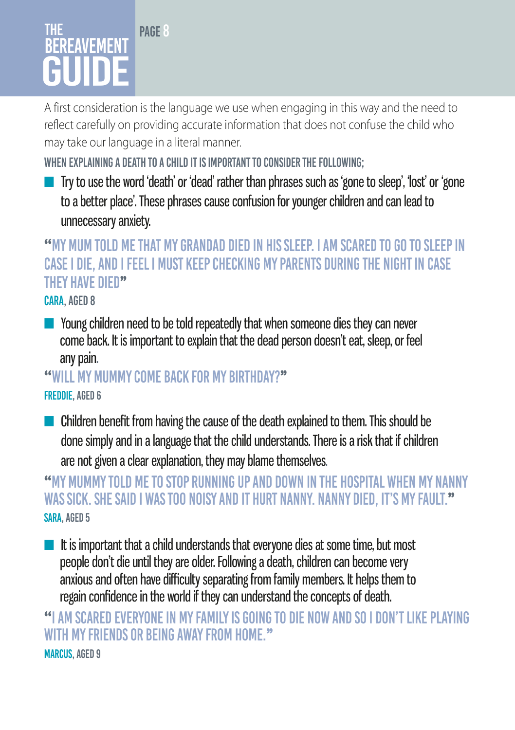A first consideration is the language we use when engaging in this way and the need to reflect carefully on providing accurate information that does not confuse the child who may take our language in a literal manner.

**WHEN EXPLAINING A DEATH TO A CHILD IT IS IMPORTANT TO CONSIDER THE FOLLOWING;**

- Try to use the word 'death' or 'dead' rather than phrases such as 'gone to sleep', 'lost' or 'gone to a better place'. These phrases cause confusion for younger children and can lead to unnecessary anxiety.

**"MY MUM TOLD ME THAT MY GRANDAD DIED IN HIS SLEEP. I AM SCARED TO GO TO SLEEP IN CASE I DIE, AND I FEEL I MUST KEEP CHECKING MY PARENTS DURING THE NIGHT IN CASE THEY HAVE DIED"**

**CARA, AGED 8**

- Young children need to be told repeatedly that when someone dies they can never come back. It is important to explain that the dead person doesn't eat, sleep, or feel any pain.

**"WILL MY MUMMY COME BACK FOR MY BIRTHDAY?"**

**FREDDIE, AGED 6**

- Children benefit from having the cause of the death explained to them. This should be done simply and in a language that the child understands. There is a risk that if children are not given a clear explanation, they may blame themselves.

**"MY MUMMY TOLD ME TO STOP RUNNING UP AND DOWN IN THE HOSPITAL WHEN MY NANNY WAS SICK. SHE SAID I WAS TOO NOISY AND IT HURT NANNY. NANNY DIED, IT'S MY FAULT."**

**SARA, AGED 5**

- It is important that a child understands that everyone dies at some time, but most people don't die until they are older. Following a death, children can become very anxious and often have difficulty separating from family members. It helps them to regain confidence in the world if they can understand the concepts of death.

**"I AM SCARED EVERYONE IN MY FAMILY IS GOING TO DIE NOW AND SO I DON'T LIKE PLAYING WITH MY FRIENDS OR BEING AWAY FROM HOME."**

**MARCUS, AGED 9**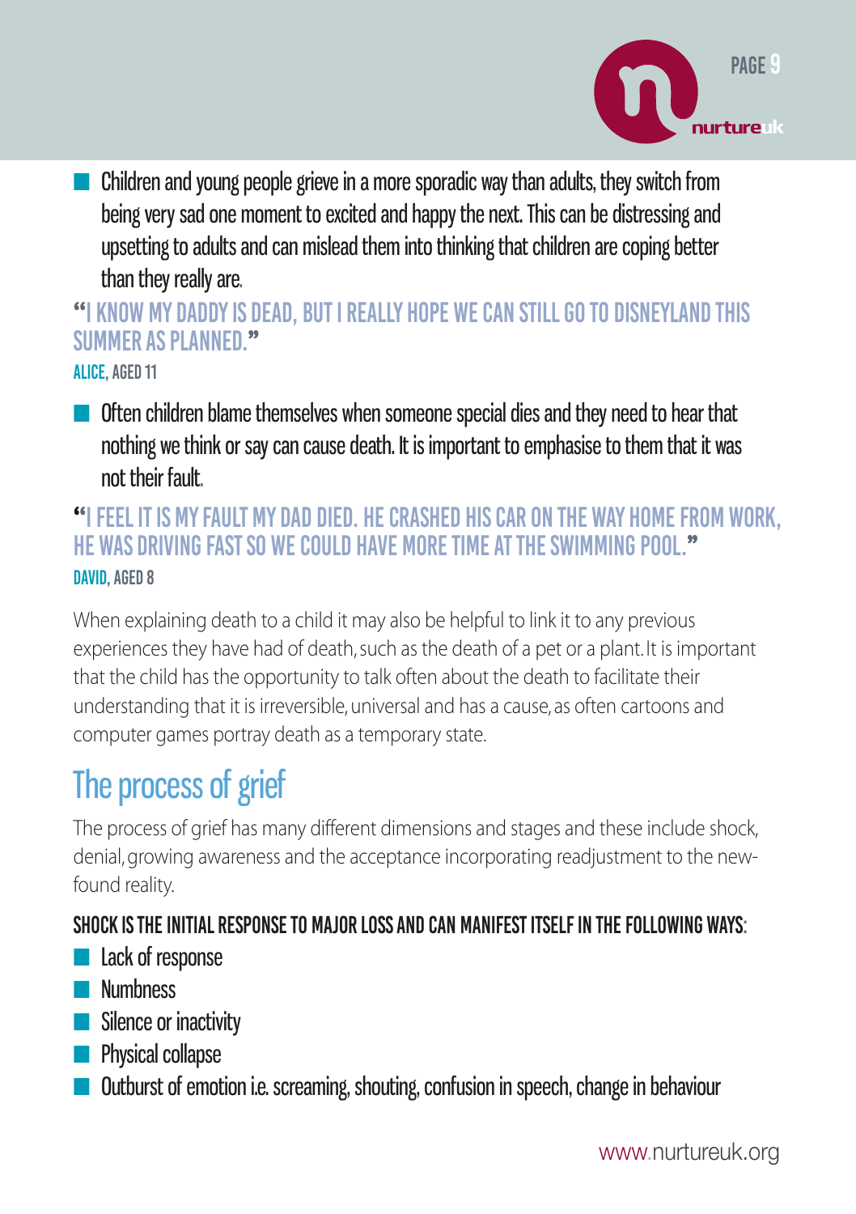- Children and young people grieve in a more sporadic way than adults, they switch from being very sad one moment to excited and happy the next. This can be distressing and upsetting to adults and can mislead them into thinking that children are coping better than they really are.

**"I KNOW MY DADDY IS DEAD, BUT I REALLY HOPE WE CAN STILL GO TO DISNEYLAND THIS SUMMER AS PLANNED."**
**ALICE, AGED 11**

- Often children blame themselves when someone special dies and they need to hear that nothing we think or say can cause death. It is important to emphasise to them that it was not their fault.

**"I FEEL IT IS MY FAULT MY DAD DIED. HE CRASHED HIS CAR ON THE WAY HOME FROM WORK, HE WAS DRIVING FAST SO WE COULD HAVE MORE TIME AT THE SWIMMING POOL."**
**DAVID, AGED 8**

When explaining death to a child it may also be helpful to link it to any previous experiences they have had of death, such as the death of a pet or a plant. It is important that the child has the opportunity to talk often about the death to facilitate their understanding that it is irreversible, universal and has a cause, as often cartoons and computer games portray death as a temporary state.

## The process of grief

The process of grief has many different dimensions and stages and these include shock, denial, growing awareness and the acceptance incorporating readjustment to the new-found reality.

**SHOCK IS THE INITIAL RESPONSE TO MAJOR LOSS AND CAN MANIFEST ITSELF IN THE FOLLOWING WAYS:**

- Lack of response
- Numbness
- Silence or inactivity
- Physical collapse
- Outburst of emotion i.e. screaming, shouting, confusion in speech, change in behaviour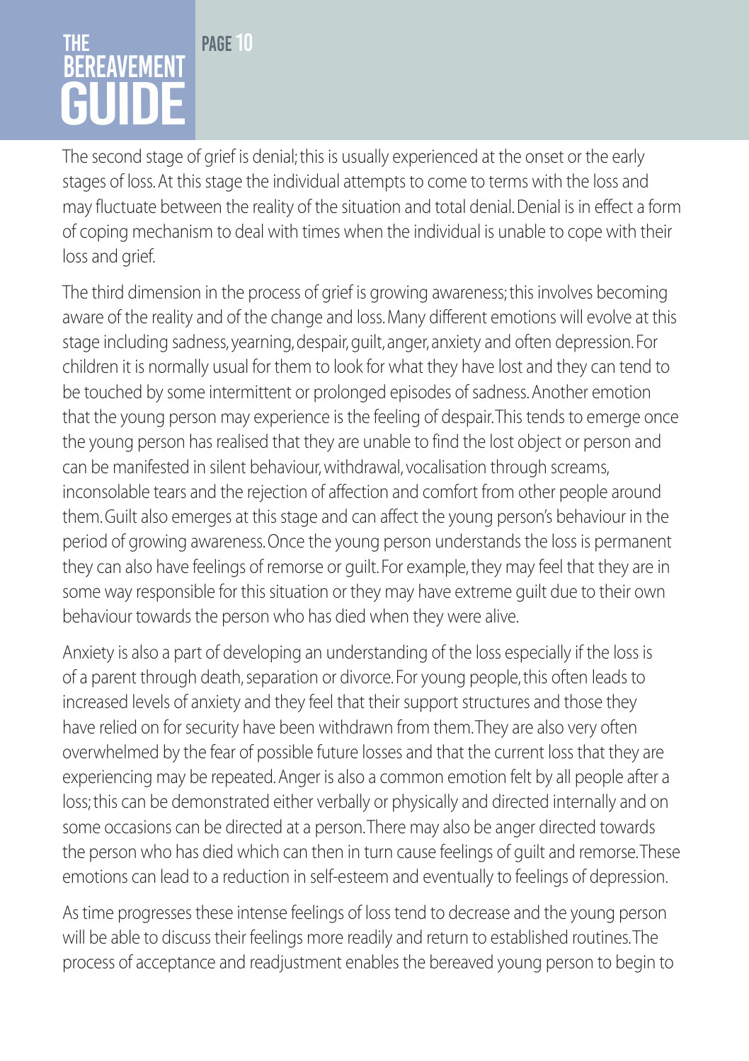The second stage of grief is denial; this is usually experienced at the onset or the early stages of loss. At this stage the individual attempts to come to terms with the loss and may fluctuate between the reality of the situation and total denial. Denial is in effect a form of coping mechanism to deal with times when the individual is unable to cope with their loss and grief.

The third dimension in the process of grief is growing awareness; this involves becoming aware of the reality and of the change and loss. Many different emotions will evolve at this stage including sadness, yearning, despair, guilt, anger, anxiety and often depression. For children it is normally usual for them to look for what they have lost and they can tend to be touched by some intermittent or prolonged episodes of sadness. Another emotion that the young person may experience is the feeling of despair. This tends to emerge once the young person has realised that they are unable to find the lost object or person and can be manifested in silent behaviour, withdrawal, vocalisation through screams, inconsolable tears and the rejection of affection and comfort from other people around them. Guilt also emerges at this stage and can affect the young person's behaviour in the period of growing awareness. Once the young person understands the loss is permanent they can also have feelings of remorse or guilt. For example, they may feel that they are in some way responsible for this situation or they may have extreme guilt due to their own behaviour towards the person who has died when they were alive.

Anxiety is also a part of developing an understanding of the loss especially if the loss is of a parent through death, separation or divorce. For young people, this often leads to increased levels of anxiety and they feel that their support structures and those they have relied on for security have been withdrawn from them. They are also very often overwhelmed by the fear of possible future losses and that the current loss that they are experiencing may be repeated. Anger is also a common emotion felt by all people after a loss; this can be demonstrated either verbally or physically and directed internally and on some occasions can be directed at a person. There may also be anger directed towards the person who has died which can then in turn cause feelings of guilt and remorse. These emotions can lead to a reduction in self-esteem and eventually to feelings of depression.

As time progresses these intense feelings of loss tend to decrease and the young person will be able to discuss their feelings more readily and return to established routines. The process of acceptance and readjustment enables the bereaved young person to begin to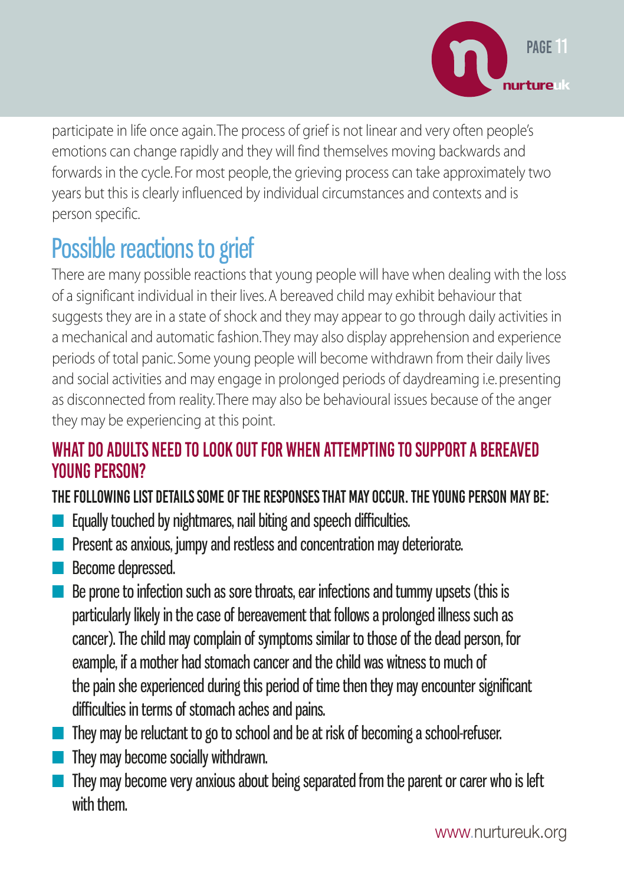participate in life once again. The process of grief is not linear and very often people's emotions can change rapidly and they will find themselves moving backwards and forwards in the cycle. For most people, the grieving process can take approximately two years but this is clearly influenced by individual circumstances and contexts and is person specific.

## Possible reactions to grief

There are many possible reactions that young people will have when dealing with the loss of a significant individual in their lives. A bereaved child may exhibit behaviour that suggests they are in a state of shock and they may appear to go through daily activities in a mechanical and automatic fashion. They may also display apprehension and experience periods of total panic. Some young people will become withdrawn from their daily lives and social activities and may engage in prolonged periods of daydreaming i.e. presenting as disconnected from reality. There may also be behavioural issues because of the anger they may be experiencing at this point.

### WHAT DO ADULTS NEED TO LOOK OUT FOR WHEN ATTEMPTING TO SUPPORT A BEREAVED YOUNG PERSON?

**THE FOLLOWING LIST DETAILS SOME OF THE RESPONSES THAT MAY OCCUR. THE YOUNG PERSON MAY BE:**

- Equally touched by nightmares, nail biting and speech difficulties.
- Present as anxious, jumpy and restless and concentration may deteriorate.
- Become depressed.
- Be prone to infection such as sore throats, ear infections and tummy upsets (this is particularly likely in the case of bereavement that follows a prolonged illness such as cancer). The child may complain of symptoms similar to those of the dead person, for example, if a mother had stomach cancer and the child was witness to much of the pain she experienced during this period of time then they may encounter significant difficulties in terms of stomach aches and pains.
- They may be reluctant to go to school and be at risk of becoming a school-refuser.
- They may become socially withdrawn.
- They may become very anxious about being separated from the parent or carer who is left with them.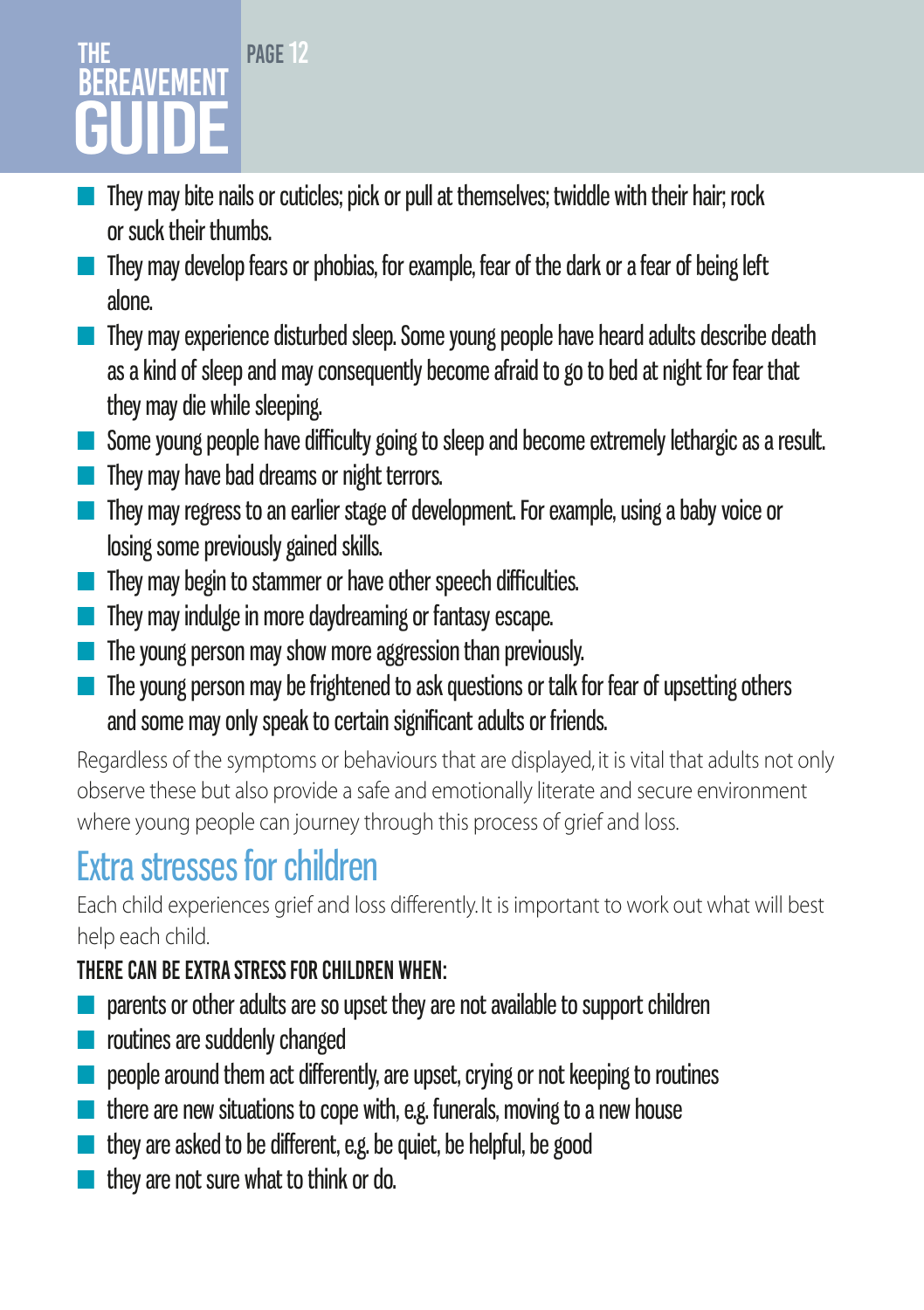- They may bite nails or cuticles; pick or pull at themselves; twiddle with their hair; rock or suck their thumbs.
- They may develop fears or phobias, for example, fear of the dark or a fear of being left alone.
- They may experience disturbed sleep. Some young people have heard adults describe death as a kind of sleep and may consequently become afraid to go to bed at night for fear that they may die while sleeping.
- Some young people have difficulty going to sleep and become extremely lethargic as a result.
- They may have bad dreams or night terrors.
- They may regress to an earlier stage of development. For example, using a baby voice or losing some previously gained skills.
- They may begin to stammer or have other speech difficulties.
- They may indulge in more daydreaming or fantasy escape.
- The young person may show more aggression than previously.
- The young person may be frightened to ask questions or talk for fear of upsetting others and some may only speak to certain significant adults or friends.

Regardless of the symptoms or behaviours that are displayed, it is vital that adults not only observe these but also provide a safe and emotionally literate and secure environment where young people can journey through this process of grief and loss.

## Extra stresses for children

Each child experiences grief and loss differently. It is important to work out what will best help each child.

**THERE CAN BE EXTRA STRESS FOR CHILDREN WHEN:**

- parents or other adults are so upset they are not available to support children
- routines are suddenly changed
- people around them act differently, are upset, crying or not keeping to routines
- there are new situations to cope with, e.g. funerals, moving to a new house
- they are asked to be different, e.g. be quiet, be helpful, be good
- they are not sure what to think or do.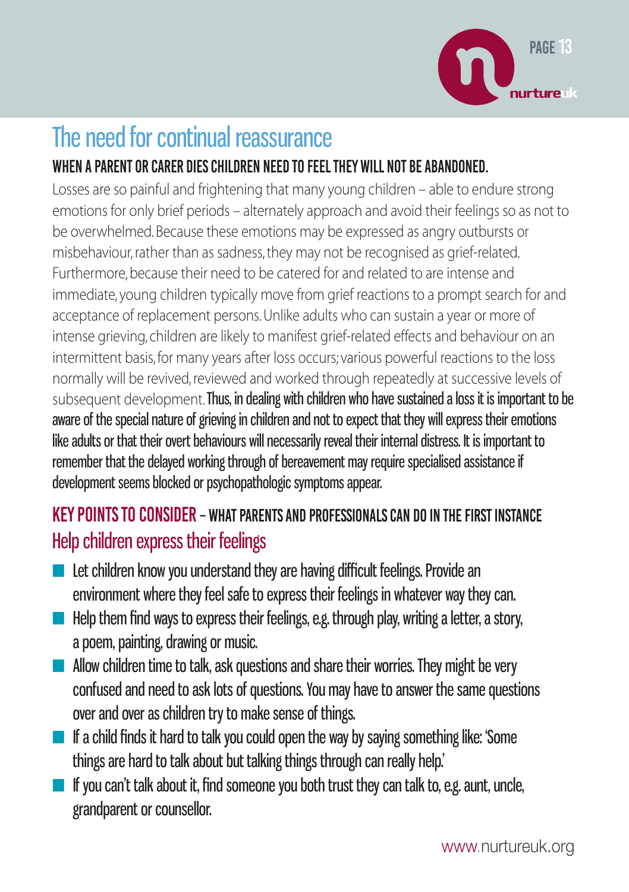# The need for continual reassurance

**WHEN A PARENT OR CARER DIES CHILDREN NEED TO FEEL THEY WILL NOT BE ABANDONED.**

Losses are so painful and frightening that many young children – able to endure strong emotions for only brief periods – alternately approach and avoid their feelings so as not to be overwhelmed. Because these emotions may be expressed as angry outbursts or misbehaviour, rather than as sadness, they may not be recognised as grief-related. Furthermore, because their need to be catered for and related to are intense and immediate, young children typically move from grief reactions to a prompt search for and acceptance of replacement persons. Unlike adults who can sustain a year or more of intense grieving, children are likely to manifest grief-related effects and behaviour on an intermittent basis, for many years after loss occurs; various powerful reactions to the loss normally will be revived, reviewed and worked through repeatedly at successive levels of subsequent development. **Thus, in dealing with children who have sustained a loss it is important to be aware of the special nature of grieving in children and not to expect that they will express their emotions like adults or that their overt behaviours will necessarily reveal their internal distress. It is important to remember that the delayed working through of bereavement may require specialised assistance if development seems blocked or psychopathologic symptoms appear.**

## KEY POINTS TO CONSIDER – WHAT PARENTS AND PROFESSIONALS CAN DO IN THE FIRST INSTANCE

### Help children express their feelings

- Let children know you understand they are having difficult feelings. Provide an environment where they feel safe to express their feelings in whatever way they can.
- Help them find ways to express their feelings, e.g. through play, writing a letter, a story, a poem, painting, drawing or music.
- Allow children time to talk, ask questions and share their worries. They might be very confused and need to ask lots of questions. You may have to answer the same questions over and over as children try to make sense of things.
- If a child finds it hard to talk you could open the way by saying something like: 'Some things are hard to talk about but talking things through can really help.'
- If you can't talk about it, find someone you both trust they can talk to, e.g. aunt, uncle, grandparent or counsellor.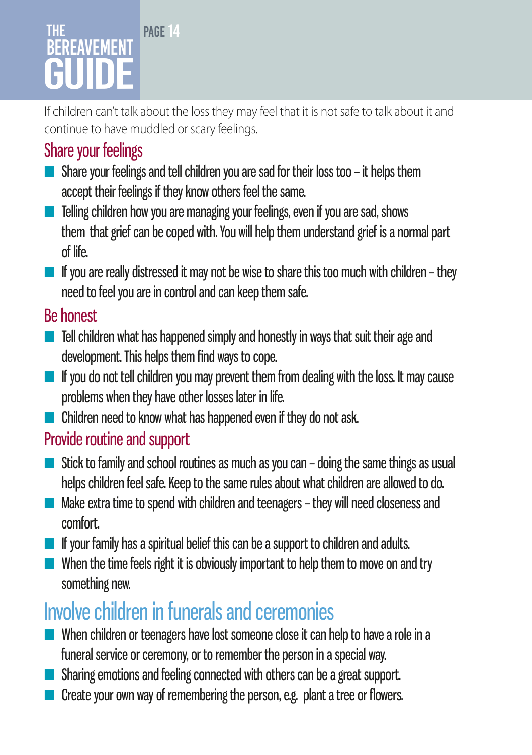If children can't talk about the loss they may feel that it is not safe to talk about it and continue to have muddled or scary feelings.

### Share your feelings

- Share your feelings and tell children you are sad for their loss too – it helps them accept their feelings if they know others feel the same.
- Telling children how you are managing your feelings, even if you are sad, shows them that grief can be coped with. You will help them understand grief is a normal part of life.
- If you are really distressed it may not be wise to share this too much with children – they need to feel you are in control and can keep them safe.

### Be honest

- Tell children what has happened simply and honestly in ways that suit their age and development. This helps them find ways to cope.
- If you do not tell children you may prevent them from dealing with the loss. It may cause problems when they have other losses later in life.
- Children need to know what has happened even if they do not ask.

### Provide routine and support

- Stick to family and school routines as much as you can – doing the same things as usual helps children feel safe. Keep to the same rules about what children are allowed to do.
- Make extra time to spend with children and teenagers – they will need closeness and comfort.
- If your family has a spiritual belief this can be a support to children and adults.
- When the time feels right it is obviously important to help them to move on and try something new.

## Involve children in funerals and ceremonies

- When children or teenagers have lost someone close it can help to have a role in a funeral service or ceremony, or to remember the person in a special way.
- Sharing emotions and feeling connected with others can be a great support.
- Create your own way of remembering the person, e.g. plant a tree or flowers.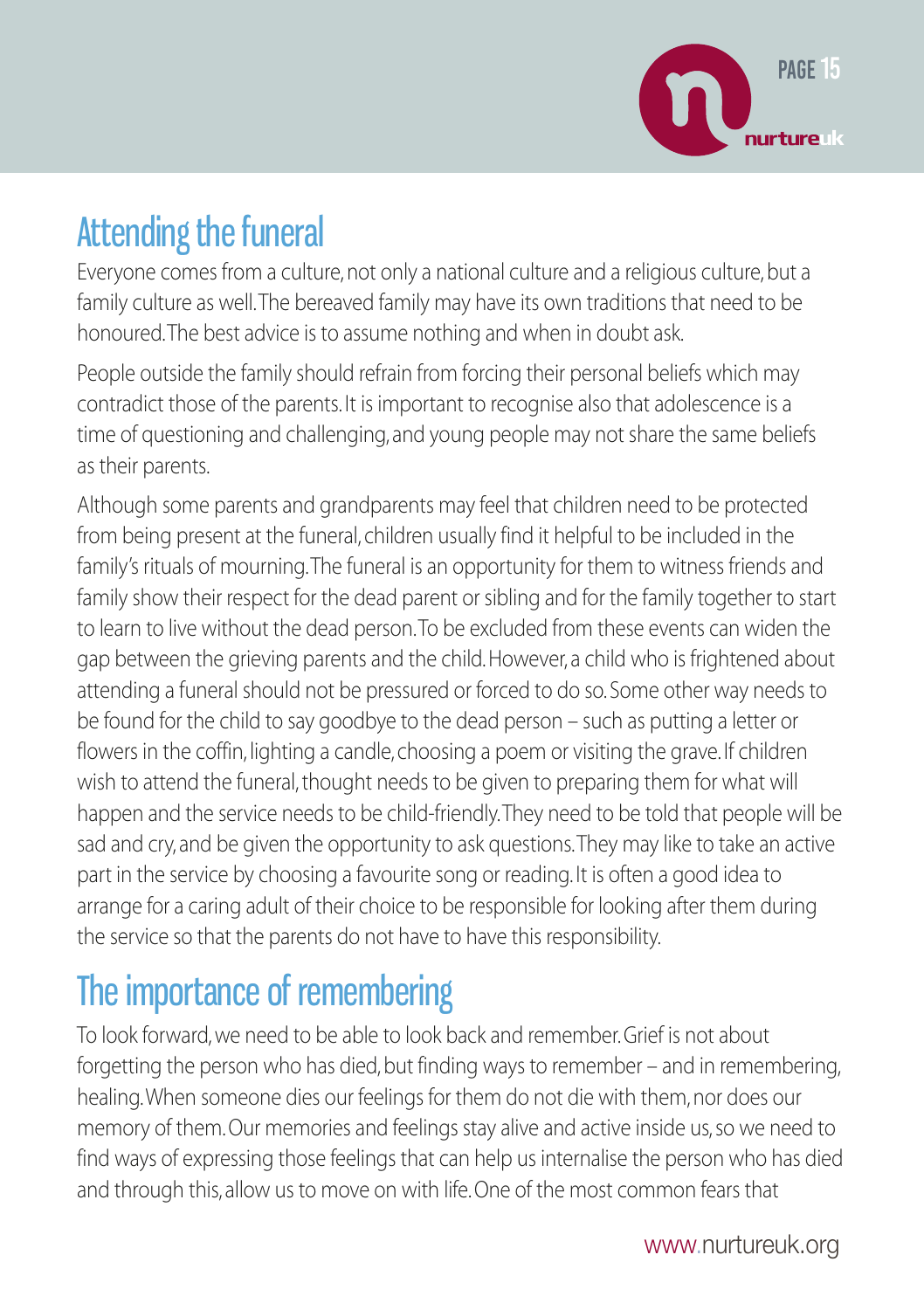## Attending the funeral

Everyone comes from a culture, not only a national culture and a religious culture, but a family culture as well. The bereaved family may have its own traditions that need to be honoured. The best advice is to assume nothing and when in doubt ask.

People outside the family should refrain from forcing their personal beliefs which may contradict those of the parents. It is important to recognise also that adolescence is a time of questioning and challenging, and young people may not share the same beliefs as their parents.

Although some parents and grandparents may feel that children need to be protected from being present at the funeral, children usually find it helpful to be included in the family's rituals of mourning. The funeral is an opportunity for them to witness friends and family show their respect for the dead parent or sibling and for the family together to start to learn to live without the dead person. To be excluded from these events can widen the gap between the grieving parents and the child. However, a child who is frightened about attending a funeral should not be pressured or forced to do so. Some other way needs to be found for the child to say goodbye to the dead person – such as putting a letter or flowers in the coffin, lighting a candle, choosing a poem or visiting the grave. If children wish to attend the funeral, thought needs to be given to preparing them for what will happen and the service needs to be child-friendly. They need to be told that people will be sad and cry, and be given the opportunity to ask questions. They may like to take an active part in the service by choosing a favourite song or reading. It is often a good idea to arrange for a caring adult of their choice to be responsible for looking after them during the service so that the parents do not have to have this responsibility.

## The importance of remembering

To look forward, we need to be able to look back and remember. Grief is not about forgetting the person who has died, but finding ways to remember – and in remembering, healing. When someone dies our feelings for them do not die with them, nor does our memory of them. Our memories and feelings stay alive and active inside us, so we need to find ways of expressing those feelings that can help us internalise the person who has died and through this, allow us to move on with life. One of the most common fears that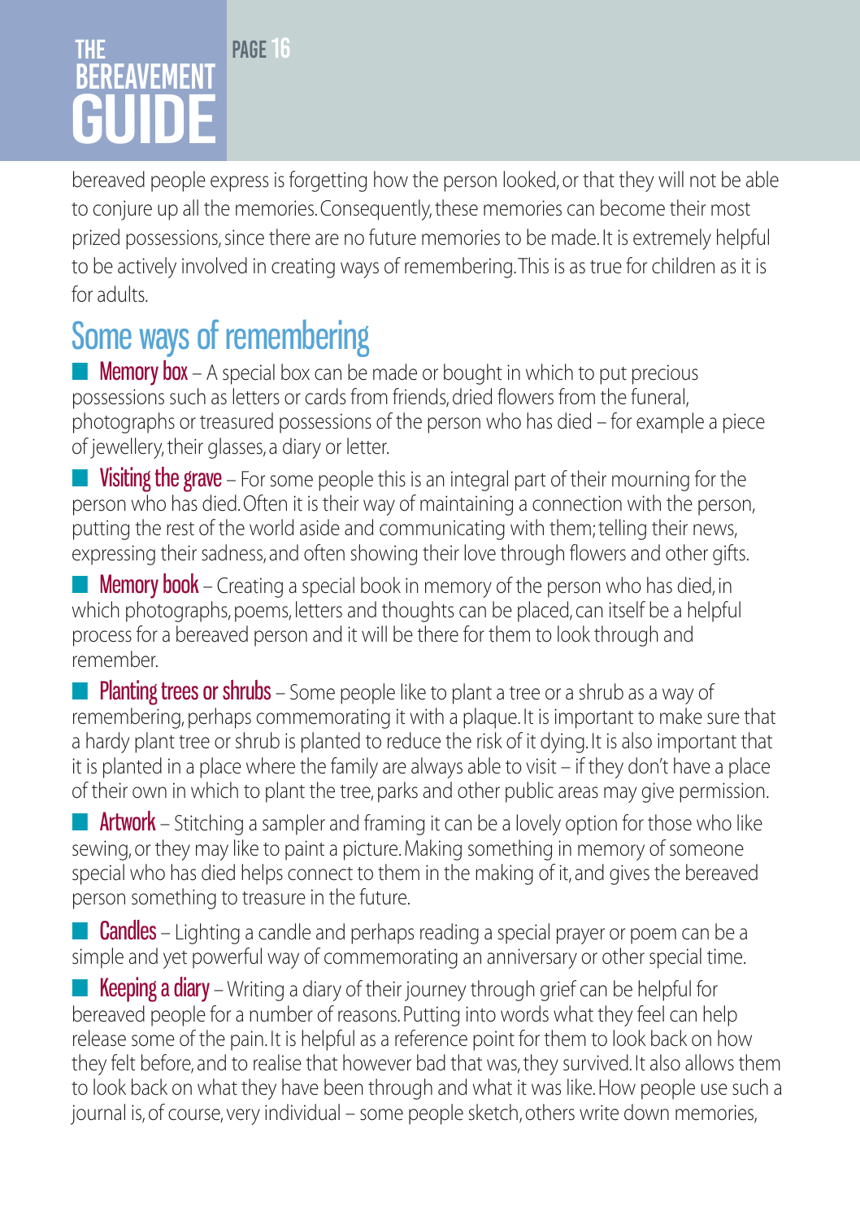bereaved people express is forgetting how the person looked, or that they will not be able to conjure up all the memories. Consequently, these memories can become their most prized possessions, since there are no future memories to be made. It is extremely helpful to be actively involved in creating ways of remembering. This is as true for children as it is for adults.

## Some ways of remembering

- **Memory box** – A special box can be made or bought in which to put precious possessions such as letters or cards from friends, dried flowers from the funeral, photographs or treasured possessions of the person who has died – for example a piece of jewellery, their glasses, a diary or letter.
- **Visiting the grave** – For some people this is an integral part of their mourning for the person who has died. Often it is their way of maintaining a connection with the person, putting the rest of the world aside and communicating with them; telling their news, expressing their sadness, and often showing their love through flowers and other gifts.
- **Memory book** – Creating a special book in memory of the person who has died, in which photographs, poems, letters and thoughts can be placed, can itself be a helpful process for a bereaved person and it will be there for them to look through and remember.
- **Planting trees or shrubs** – Some people like to plant a tree or a shrub as a way of remembering, perhaps commemorating it with a plaque. It is important to make sure that a hardy plant tree or shrub is planted to reduce the risk of it dying. It is also important that it is planted in a place where the family are always able to visit – if they don't have a place of their own in which to plant the tree, parks and other public areas may give permission.
- **Artwork** – Stitching a sampler and framing it can be a lovely option for those who like sewing, or they may like to paint a picture. Making something in memory of someone special who has died helps connect to them in the making of it, and gives the bereaved person something to treasure in the future.
- **Candles** – Lighting a candle and perhaps reading a special prayer or poem can be a simple and yet powerful way of commemorating an anniversary or other special time.
- **Keeping a diary** – Writing a diary of their journey through grief can be helpful for bereaved people for a number of reasons. Putting into words what they feel can help release some of the pain. It is helpful as a reference point for them to look back on how they felt before, and to realise that however bad that was, they survived. It also allows them to look back on what they have been through and what it was like. How people use such a journal is, of course, very individual – some people sketch, others write down memories,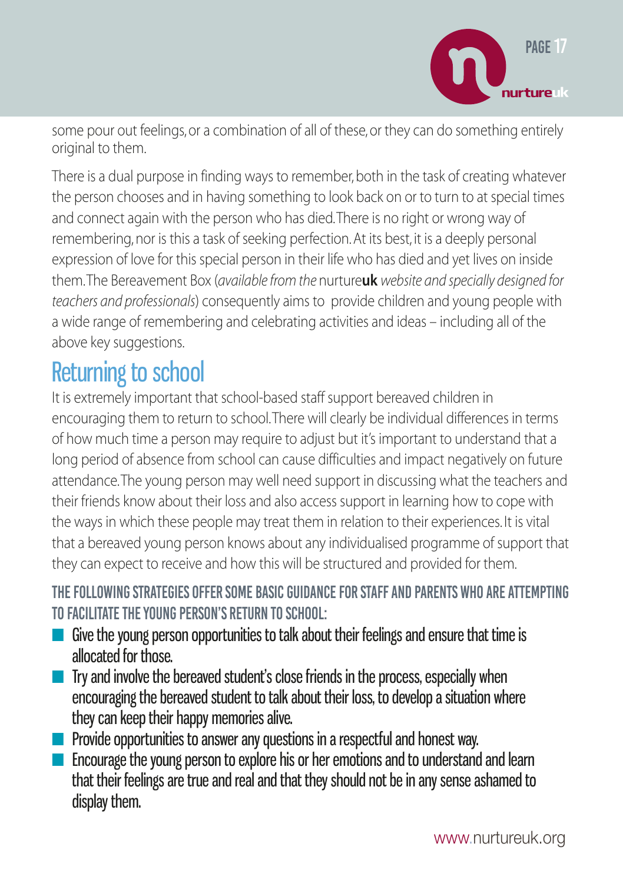some pour out feelings, or a combination of all of these, or they can do something entirely original to them.

There is a dual purpose in finding ways to remember, both in the task of creating whatever the person chooses and in having something to look back on or to turn to at special times and connect again with the person who has died. There is no right or wrong way of remembering, nor is this a task of seeking perfection. At its best, it is a deeply personal expression of love for this special person in their life who has died and yet lives on inside them. The Bereavement Box (*available from the* nurture**uk** *website and specially designed for teachers and professionals*) consequently aims to provide children and young people with a wide range of remembering and celebrating activities and ideas – including all of the above key suggestions.

## Returning to school

It is extremely important that school-based staff support bereaved children in encouraging them to return to school. There will clearly be individual differences in terms of how much time a person may require to adjust but it's important to understand that a long period of absence from school can cause difficulties and impact negatively on future attendance. The young person may well need support in discussing what the teachers and their friends know about their loss and also access support in learning how to cope with the ways in which these people may treat them in relation to their experiences. It is vital that a bereaved young person knows about any individualised programme of support that they can expect to receive and how this will be structured and provided for them.

**THE FOLLOWING STRATEGIES OFFER SOME BASIC GUIDANCE FOR STAFF AND PARENTS WHO ARE ATTEMPTING TO FACILITATE THE YOUNG PERSON'S RETURN TO SCHOOL:**

- Give the young person opportunities to talk about their feelings and ensure that time is allocated for those.
- Try and involve the bereaved student's close friends in the process, especially when encouraging the bereaved student to talk about their loss, to develop a situation where they can keep their happy memories alive.
- Provide opportunities to answer any questions in a respectful and honest way.
- Encourage the young person to explore his or her emotions and to understand and learn that their feelings are true and real and that they should not be in any sense ashamed to display them.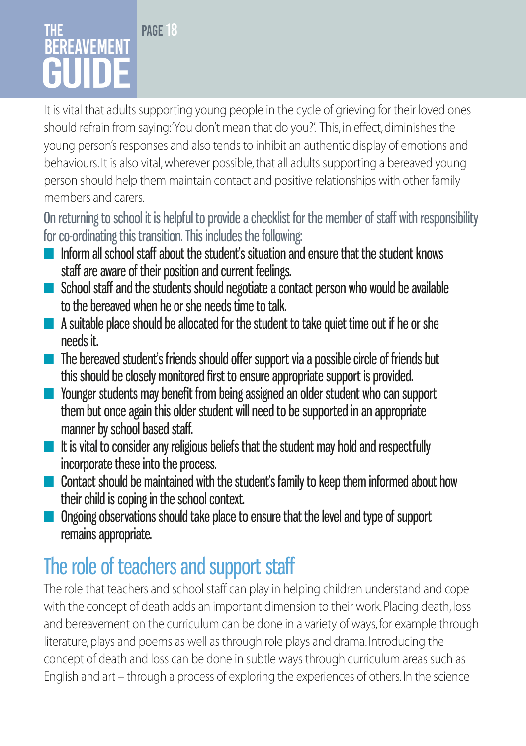It is vital that adults supporting young people in the cycle of grieving for their loved ones should refrain from saying: 'You don't mean that do you?'. This, in effect, diminishes the young person's responses and also tends to inhibit an authentic display of emotions and behaviours. It is also vital, wherever possible, that all adults supporting a bereaved young person should help them maintain contact and positive relationships with other family members and carers.

On returning to school it is helpful to provide a checklist for the member of staff with responsibility for co-ordinating this transition. This includes the following:

- Inform all school staff about the student's situation and ensure that the student knows staff are aware of their position and current feelings.
- School staff and the students should negotiate a contact person who would be available to the bereaved when he or she needs time to talk.
- A suitable place should be allocated for the student to take quiet time out if he or she needs it.
- The bereaved student's friends should offer support via a possible circle of friends but this should be closely monitored first to ensure appropriate support is provided.
- Younger students may benefit from being assigned an older student who can support them but once again this older student will need to be supported in an appropriate manner by school based staff.
- It is vital to consider any religious beliefs that the student may hold and respectfully incorporate these into the process.
- Contact should be maintained with the student's family to keep them informed about how their child is coping in the school context.
- Ongoing observations should take place to ensure that the level and type of support remains appropriate.

## The role of teachers and support staff

The role that teachers and school staff can play in helping children understand and cope with the concept of death adds an important dimension to their work. Placing death, loss and bereavement on the curriculum can be done in a variety of ways, for example through literature, plays and poems as well as through role plays and drama. Introducing the concept of death and loss can be done in subtle ways through curriculum areas such as English and art – through a process of exploring the experiences of others. In the science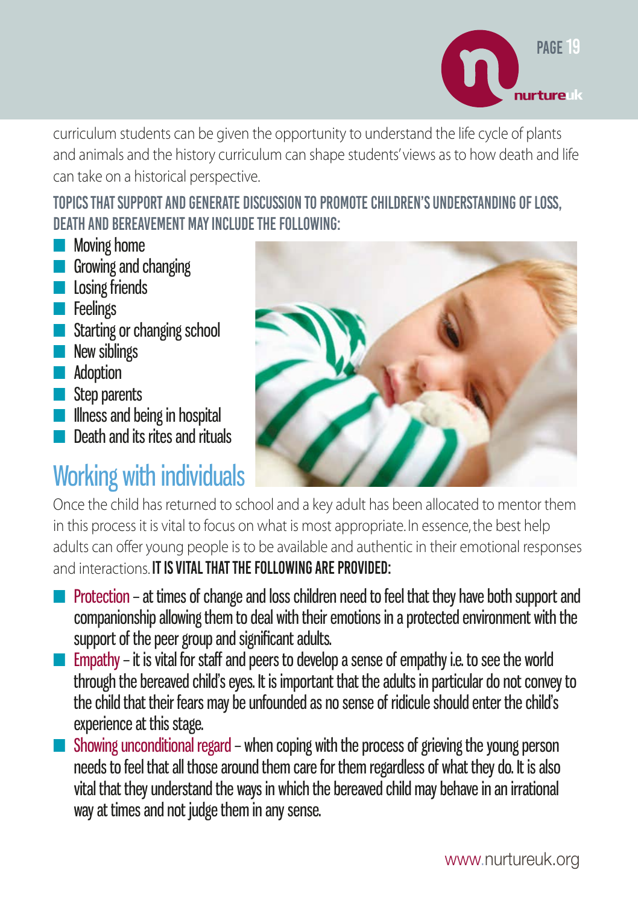curriculum students can be given the opportunity to understand the life cycle of plants and animals and the history curriculum can shape students' views as to how death and life can take on a historical perspective.

**TOPICS THAT SUPPORT AND GENERATE DISCUSSION TO PROMOTE CHILDREN'S UNDERSTANDING OF LOSS, DEATH AND BEREAVEMENT MAY INCLUDE THE FOLLOWING:**

- Moving home
- Growing and changing
- Losing friends
- Feelings
- Starting or changing school
- New siblings
- Adoption
- Step parents
- Illness and being in hospital
- Death and its rites and rituals

## Working with individuals

Once the child has returned to school and a key adult has been allocated to mentor them in this process it is vital to focus on what is most appropriate. In essence, the best help adults can offer young people is to be available and authentic in their emotional responses and interactions. **IT IS VITAL THAT THE FOLLOWING ARE PROVIDED:**

- Protection – at times of change and loss children need to feel that they have both support and companionship allowing them to deal with their emotions in a protected environment with the support of the peer group and significant adults.
- Empathy – it is vital for staff and peers to develop a sense of empathy i.e. to see the world through the bereaved child's eyes. It is important that the adults in particular do not convey to the child that their fears may be unfounded as no sense of ridicule should enter the child's experience at this stage.
- Showing unconditional regard – when coping with the process of grieving the young person needs to feel that all those around them care for them regardless of what they do. It is also vital that they understand the ways in which the bereaved child may behave in an irrational way at times and not judge them in any sense.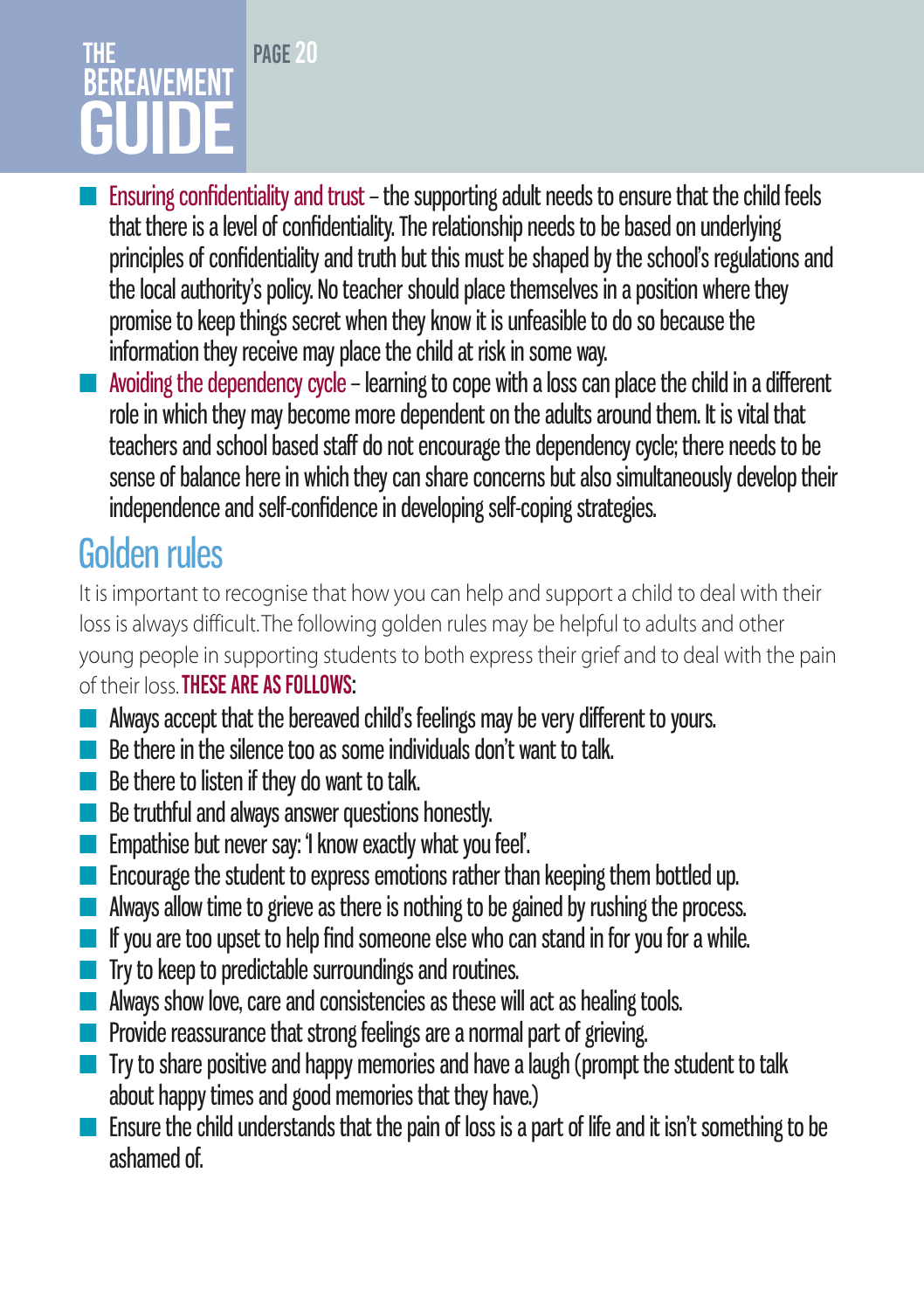- **Ensuring confidentiality and trust** – the supporting adult needs to ensure that the child feels that there is a level of confidentiality. The relationship needs to be based on underlying principles of confidentiality and truth but this must be shaped by the school's regulations and the local authority's policy. No teacher should place themselves in a position where they promise to keep things secret when they know it is unfeasible to do so because the information they receive may place the child at risk in some way.
- **Avoiding the dependency cycle** – learning to cope with a loss can place the child in a different role in which they may become more dependent on the adults around them. It is vital that teachers and school based staff do not encourage the dependency cycle; there needs to be sense of balance here in which they can share concerns but also simultaneously develop their independence and self-confidence in developing self-coping strategies.

## Golden rules

It is important to recognise that how you can help and support a child to deal with their loss is always difficult. The following golden rules may be helpful to adults and other young people in supporting students to both express their grief and to deal with the pain of their loss. **THESE ARE AS FOLLOWS**:

- Always accept that the bereaved child's feelings may be very different to yours.
- Be there in the silence too as some individuals don't want to talk.
- Be there to listen if they do want to talk.
- Be truthful and always answer questions honestly.
- Empathise but never say: 'I know exactly what you feel'.
- Encourage the student to express emotions rather than keeping them bottled up.
- Always allow time to grieve as there is nothing to be gained by rushing the process.
- If you are too upset to help find someone else who can stand in for you for a while.
- Try to keep to predictable surroundings and routines.
- Always show love, care and consistencies as these will act as healing tools.
- Provide reassurance that strong feelings are a normal part of grieving.
- Try to share positive and happy memories and have a laugh (prompt the student to talk about happy times and good memories that they have.)
- Ensure the child understands that the pain of loss is a part of life and it isn't something to be ashamed of.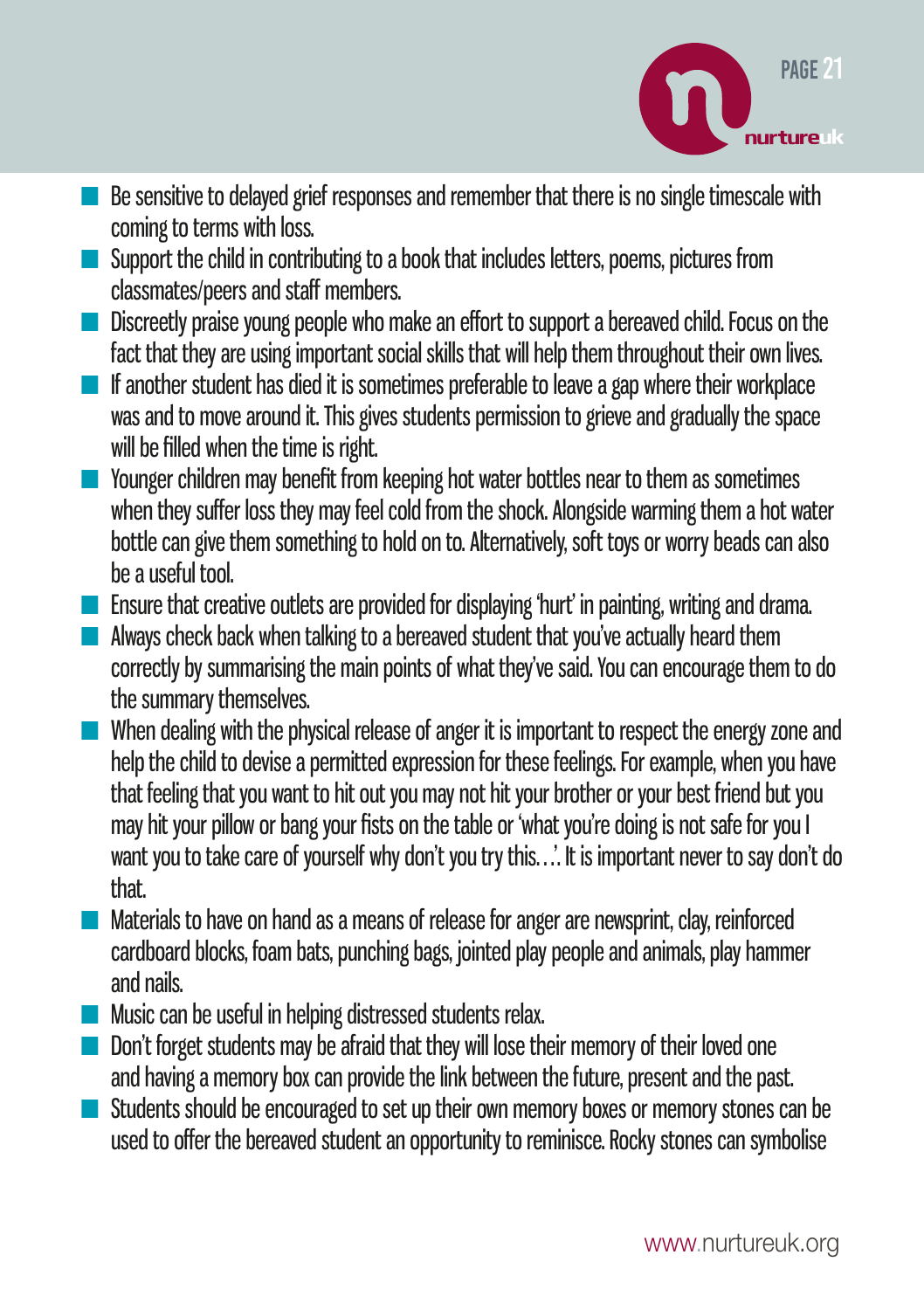- Be sensitive to delayed grief responses and remember that there is no single timescale with coming to terms with loss.
- Support the child in contributing to a book that includes letters, poems, pictures from classmates/peers and staff members.
- Discreetly praise young people who make an effort to support a bereaved child. Focus on the fact that they are using important social skills that will help them throughout their own lives.
- If another student has died it is sometimes preferable to leave a gap where their workplace was and to move around it. This gives students permission to grieve and gradually the space will be filled when the time is right.
- Younger children may benefit from keeping hot water bottles near to them as sometimes when they suffer loss they may feel cold from the shock. Alongside warming them a hot water bottle can give them something to hold on to. Alternatively, soft toys or worry beads can also be a useful tool.
- Ensure that creative outlets are provided for displaying 'hurt' in painting, writing and drama.
- Always check back when talking to a bereaved student that you've actually heard them correctly by summarising the main points of what they've said. You can encourage them to do the summary themselves.
- When dealing with the physical release of anger it is important to respect the energy zone and help the child to devise a permitted expression for these feelings. For example, when you have that feeling that you want to hit out you may not hit your brother or your best friend but you may hit your pillow or bang your fists on the table or 'what you're doing is not safe for you I want you to take care of yourself why don't you try this….'. It is important never to say don't do that.
- Materials to have on hand as a means of release for anger are newsprint, clay, reinforced cardboard blocks, foam bats, punching bags, jointed play people and animals, play hammer and nails.
- Music can be useful in helping distressed students relax.
- Don't forget students may be afraid that they will lose their memory of their loved one and having a memory box can provide the link between the future, present and the past.
- Students should be encouraged to set up their own memory boxes or memory stones can be used to offer the bereaved student an opportunity to reminisce. Rocky stones can symbolise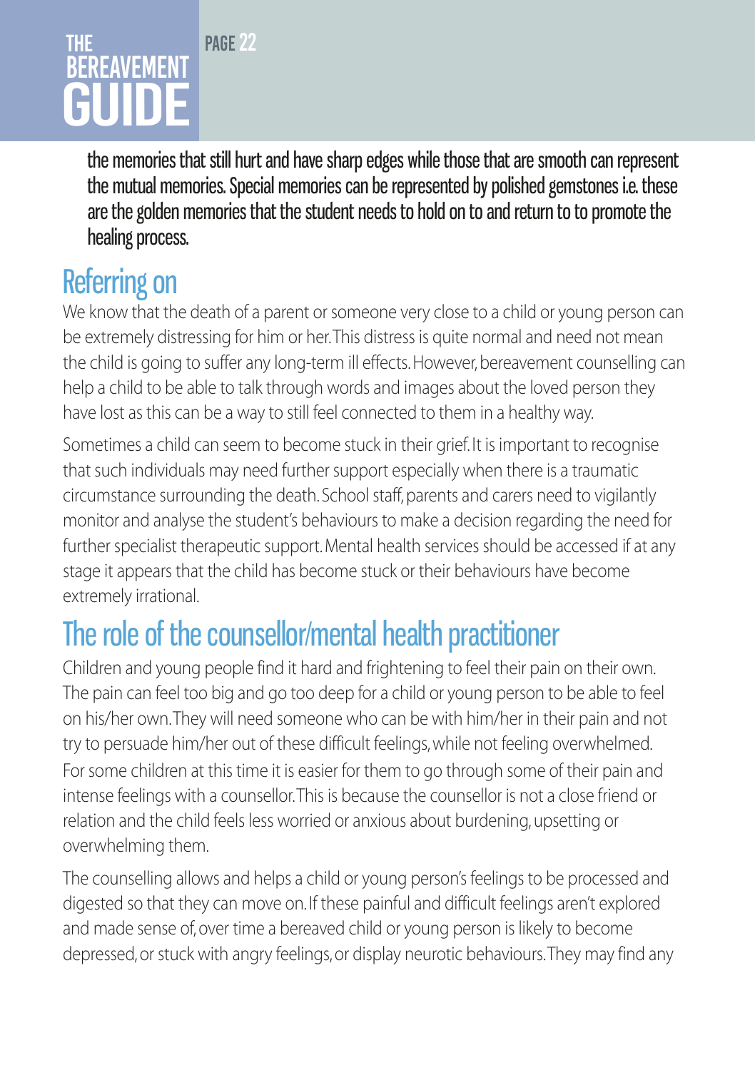the memories that still hurt and have sharp edges while those that are smooth can represent the mutual memories. Special memories can be represented by polished gemstones i.e. these are the golden memories that the student needs to hold on to and return to to promote the healing process.

## Referring on

We know that the death of a parent or someone very close to a child or young person can be extremely distressing for him or her. This distress is quite normal and need not mean the child is going to suffer any long-term ill effects. However, bereavement counselling can help a child to be able to talk through words and images about the loved person they have lost as this can be a way to still feel connected to them in a healthy way.

Sometimes a child can seem to become stuck in their grief. It is important to recognise that such individuals may need further support especially when there is a traumatic circumstance surrounding the death. School staff, parents and carers need to vigilantly monitor and analyse the student's behaviours to make a decision regarding the need for further specialist therapeutic support. Mental health services should be accessed if at any stage it appears that the child has become stuck or their behaviours have become extremely irrational.

## The role of the counsellor/mental health practitioner

Children and young people find it hard and frightening to feel their pain on their own. The pain can feel too big and go too deep for a child or young person to be able to feel on his/her own. They will need someone who can be with him/her in their pain and not try to persuade him/her out of these difficult feelings, while not feeling overwhelmed. For some children at this time it is easier for them to go through some of their pain and intense feelings with a counsellor. This is because the counsellor is not a close friend or relation and the child feels less worried or anxious about burdening, upsetting or overwhelming them.

The counselling allows and helps a child or young person's feelings to be processed and digested so that they can move on. If these painful and difficult feelings aren't explored and made sense of, over time a bereaved child or young person is likely to become depressed, or stuck with angry feelings, or display neurotic behaviours. They may find any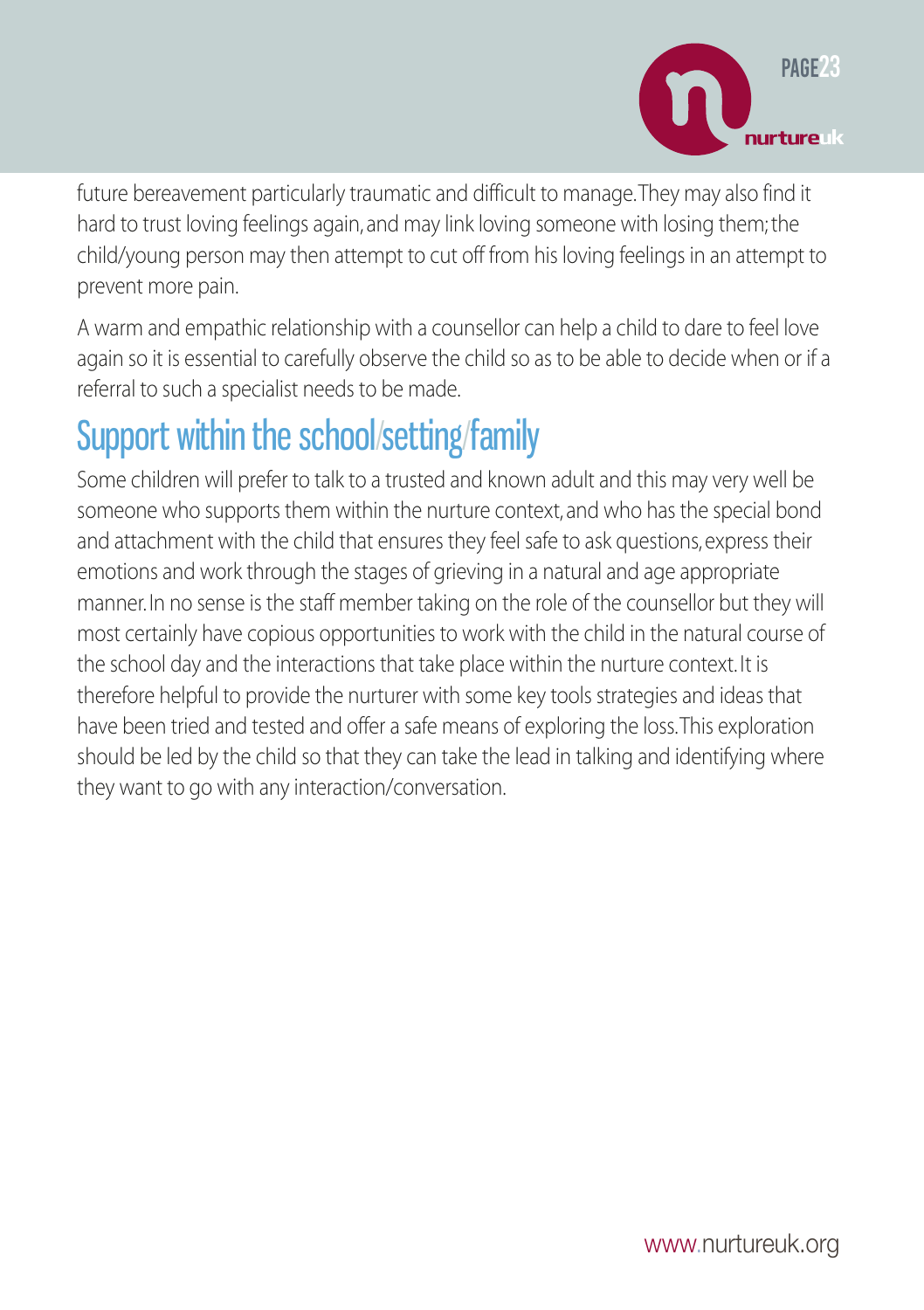future bereavement particularly traumatic and difficult to manage. They may also find it hard to trust loving feelings again, and may link loving someone with losing them; the child/young person may then attempt to cut off from his loving feelings in an attempt to prevent more pain.

A warm and empathic relationship with a counsellor can help a child to dare to feel love again so it is essential to carefully observe the child so as to be able to decide when or if a referral to such a specialist needs to be made.

## Support within the school/setting/family

Some children will prefer to talk to a trusted and known adult and this may very well be someone who supports them within the nurture context, and who has the special bond and attachment with the child that ensures they feel safe to ask questions, express their emotions and work through the stages of grieving in a natural and age appropriate manner. In no sense is the staff member taking on the role of the counsellor but they will most certainly have copious opportunities to work with the child in the natural course of the school day and the interactions that take place within the nurture context. It is therefore helpful to provide the nurturer with some key tools strategies and ideas that have been tried and tested and offer a safe means of exploring the loss. This exploration should be led by the child so that they can take the lead in talking and identifying where they want to go with any interaction/conversation.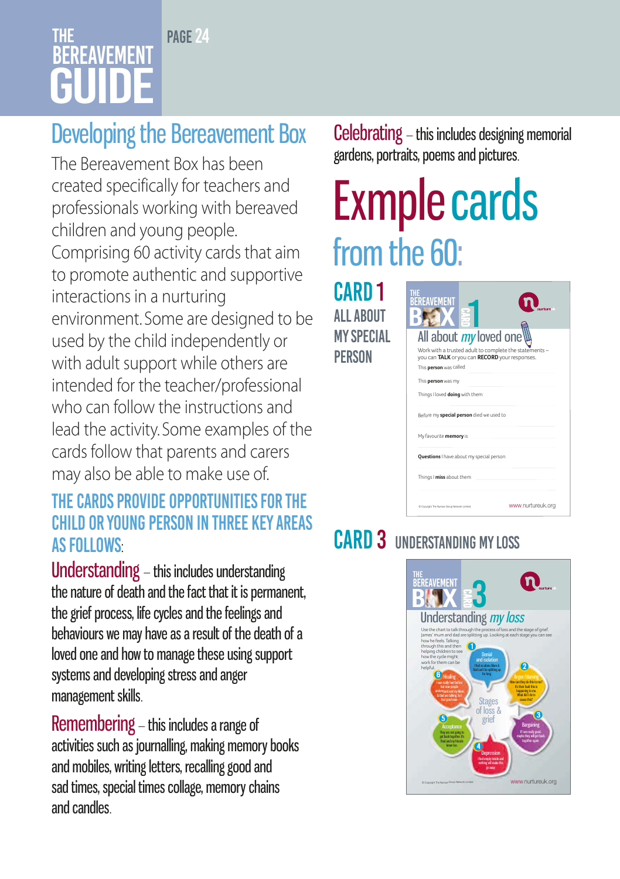## Developing the Bereavement Box

The Bereavement Box has been created specifically for teachers and professionals working with bereaved children and young people. Comprising 60 activity cards that aim to promote authentic and supportive interactions in a nurturing environment. Some are designed to be used by the child independently or with adult support while others are intended for the teacher/professional who can follow the instructions and lead the activity. Some examples of the cards follow that parents and carers may also be able to make use of.

### THE CARDS PROVIDE OPPORTUNITIES FOR THE CHILD OR YOUNG PERSON IN THREE KEY AREAS AS FOLLOWS:

**Understanding** – this includes understanding the nature of death and the fact that it is permanent, the grief process, life cycles and the feelings and behaviours we may have as a result of the death of a loved one and how to manage these using support systems and developing stress and anger management skills.

**Remembering** – this includes a range of activities such as journalling, making memory books and mobiles, writing letters, recalling good and sad times, special times collage, memory chains and candles.

**Celebrating** – this includes designing memorial gardens, portraits, poems and pictures.

## Exmple cards from the 60:

### CARD 1 ALL ABOUT MY SPECIAL PERSON

THE BEREAVEMENT BOX CARD 1

**All about *my* loved one**

Work with a trusted adult to complete the statements – you can **TALK** or you can **RECORD** your responses.

This **person** was called:

This **person** was my:

Things I loved **doing** with them:

Before my **special person** died we used to:

My favourite **memory** is:

**Questions** I have about my special person:

Things I **miss** about them:

© Copyright The Nurture Group Network Limited www.nurtureuk.org

### CARD 3 UNDERSTANDING MY LOSS

THE BEREAVEMENT BOX CARD 3

**Understanding *my loss***

Use the chart to talk through the process of loss and the stage of grief. James' mum and dad are splitting up. Looking at each stage you can see how he feels. Talking through this and then helping children to see how the cycle might work for them can be helpful.

Stages of loss & grief

1. Denial and isolation
2. Anger/blaming
3. Bargaining
4. Depression
5. Acceptance
6. Healing

© Copyright The Nurture Group Network Limited www.nurtureuk.org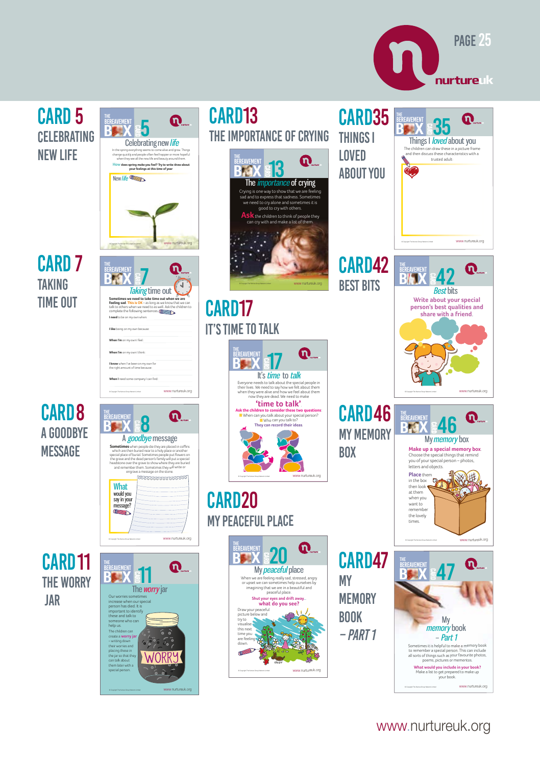## CARD 5
CELEBRATING NEW LIFE

THE BEREAVEMENT BOX CARD 5

Celebrating new *life*

In the spring everything seems to come alive and grow. Things change quickly and people often feel happier or more hopeful when they see all the new life and beauty around them.

**How does spring make you feel? Try to write/draw about your feelings at this time of year**

New *life*

www.nurtureuk.org

## CARD 7
TAKING TIME OUT

THE BEREAVEMENT BOX CARD 7

*Taking* time out

**Sometimes we need to take time out when we are feeling sad.** This is OK – as long as we know that we can talk to others when we need to as well. Ask the children to complete the following sentences.

**I need** to be on my own when:

**I like** being on my own because:

**When I'm** on my own I feel:

**When I'm** on my own I think:

**I know** when I've been on my own for the right amount of time because:

**When I** need some company I can find:

www.nurtureuk.org

## CARD 8
A GOODBYE MESSAGE

THE BEREAVEMENT BOX CARD 8

A *goodbye* message

**Sometimes** when people die they are placed in coffins which are then buried near to a holy place or another special place of burial. Sometimes people put flowers on the grave and the dead person's family will put a special headstone over the grave to show where they are buried and remember them. Sometimes they will write or engrave a message on the stone.

What would you say in your message?

www.nurtureuk.org

## CARD 11
THE WORRY JAR

THE BEREAVEMENT BOX CARD 11

The *worry* jar

Our worries sometimes increase when our special person has died. It is important to identify these and talk to someone who can help us.

The children can create a worry jar – writing down their worries and placing these in the jar so that they can talk about them later with a special person.

WORRY

www.nurtureuk.org

## CARD 13
THE IMPORTANCE OF CRYING

THE BEREAVEMENT BOX CARD 13

The *importance* of crying

Crying is one way to show that we are feeling sad and to express that sadness. Sometimes we need to cry alone and sometimes it is good to cry with others.

**Ask** the children to think of people they can cry with and make a list of them.

www.nurtureuk.org

## CARD 17
IT'S TIME TO TALK

THE BEREAVEMENT BOX CARD 17

It's *time* to *talk*

Everyone needs to talk about the special people in their lives. We need to say how we felt about them when they were alive and how we feel about them now they are dead. We need to make

**'time to talk'.**

**Ask the children to consider these two questions:**

- When can you talk about your special person?
- Who can you talk to?

They can record their ideas.

www.nurtureuk.org

## CARD 20
MY PEACEFUL PLACE

THE BEREAVEMENT BOX CARD 20

My *peaceful* place

When we are feeling really sad, stressed, angry or upset we can sometimes help ourselves by imagining that we are in a beautiful and peaceful place.

**Shut your eyes and drift away... what do you see?**

Draw your peaceful picture below and try to visualise this next time you are feeling down.

www.nurtureuk.org

## CARD 35
THINGS I LOVED ABOUT YOU

THE BEREAVEMENT BOX CARD 35

Things I *loved* about you

The children can draw these in a picture frame and then discuss these characteristics with a trusted adult

www.nurtureuk.org

## CARD 42
BEST BITS

THE BEREAVEMENT BOX CARD 42

*Best* bits

**Write about your special person's best qualities and share with a friend.**

www.nurtureuk.org

## CARD 46
MY MEMORY BOX

THE BEREAVEMENT BOX CARD 46

My *memory* box

**Make up a special memory box.** Choose the special things that remind you of your special person – photos, letters and objects.

**Place** them in the box then look at them when you want to remember the lovely times.

www.nurtureuk.org

## CARD 47
MY MEMORY BOOK – *PART 1*

THE BEREAVEMENT BOX CARD 47

My *memory* book – *Part 1*

Sometimes it is helpful to make a memory book to remember a special person. This can include all sorts of things such as your favourite photos, poems, pictures or mementos.

**What would you include in your book?** Make a list to get prepared to make up your book.

www.nurtureuk.org

www.nurtureuk.org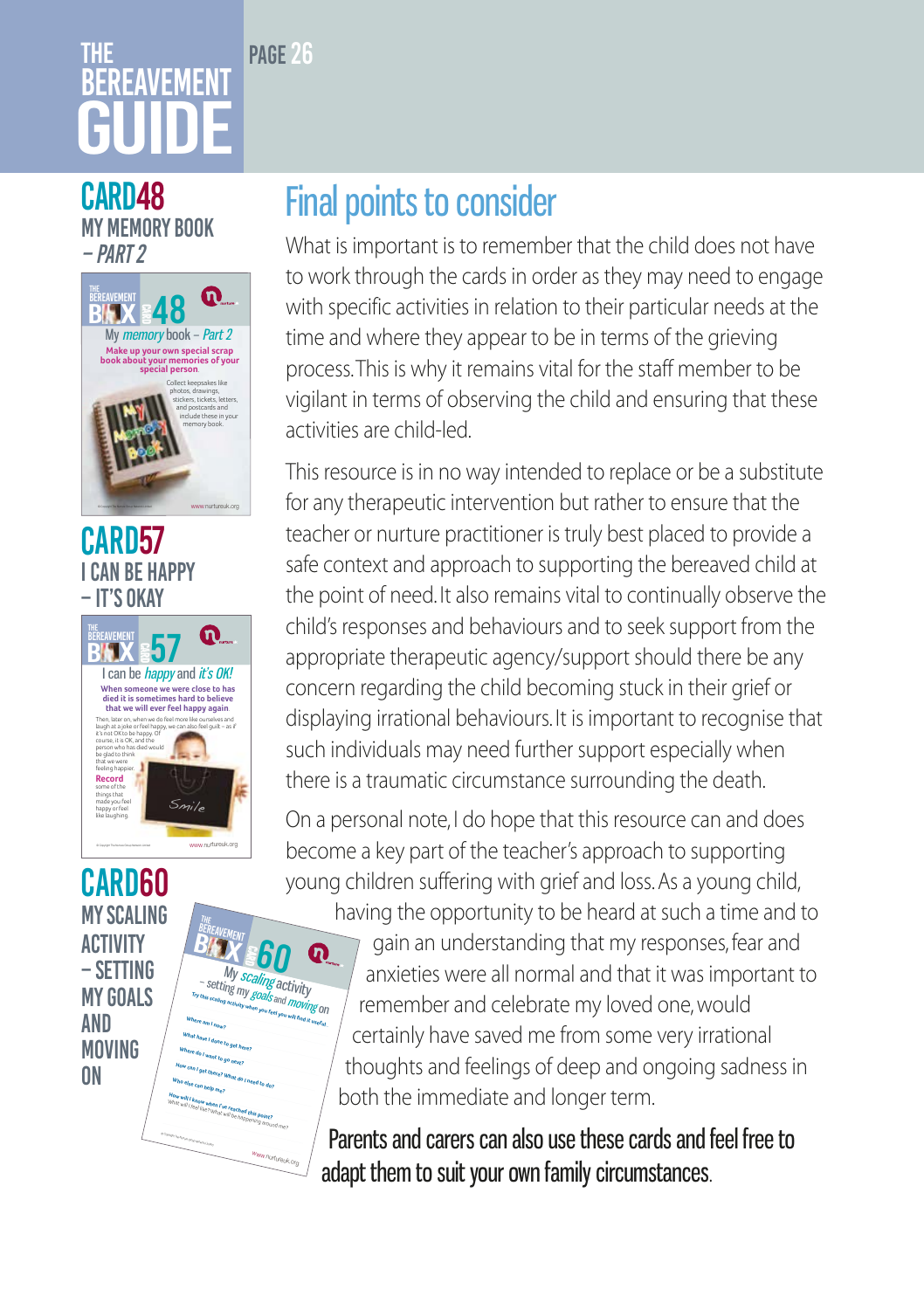# Final points to consider

What is important is to remember that the child does not have to work through the cards in order as they may need to engage with specific activities in relation to their particular needs at the time and where they appear to be in terms of the grieving process. This is why it remains vital for the staff member to be vigilant in terms of observing the child and ensuring that these activities are child-led.

This resource is in no way intended to replace or be a substitute for any therapeutic intervention but rather to ensure that the teacher or nurture practitioner is truly best placed to provide a safe context and approach to supporting the bereaved child at the point of need. It also remains vital to continually observe the child's responses and behaviours and to seek support from the appropriate therapeutic agency/support should there be any concern regarding the child becoming stuck in their grief or displaying irrational behaviours. It is important to recognise that such individuals may need further support especially when there is a traumatic circumstance surrounding the death.

On a personal note, I do hope that this resource can and does become a key part of the teacher's approach to supporting young children suffering with grief and loss. As a young child, having the opportunity to be heard at such a time and to gain an understanding that my responses, fear and anxieties were all normal and that it was important to remember and celebrate my loved one, would certainly have saved me from some very irrational thoughts and feelings of deep and ongoing sadness in both the immediate and longer term.

**Parents and carers can also use these cards and feel free to adapt them to suit your own family circumstances.**

## CARD 48
MY MEMORY BOOK – *PART 2*

## CARD 57
I CAN BE HAPPY – IT'S OKAY

## CARD 60
MY SCALING ACTIVITY – SETTING MY GOALS AND MOVING ON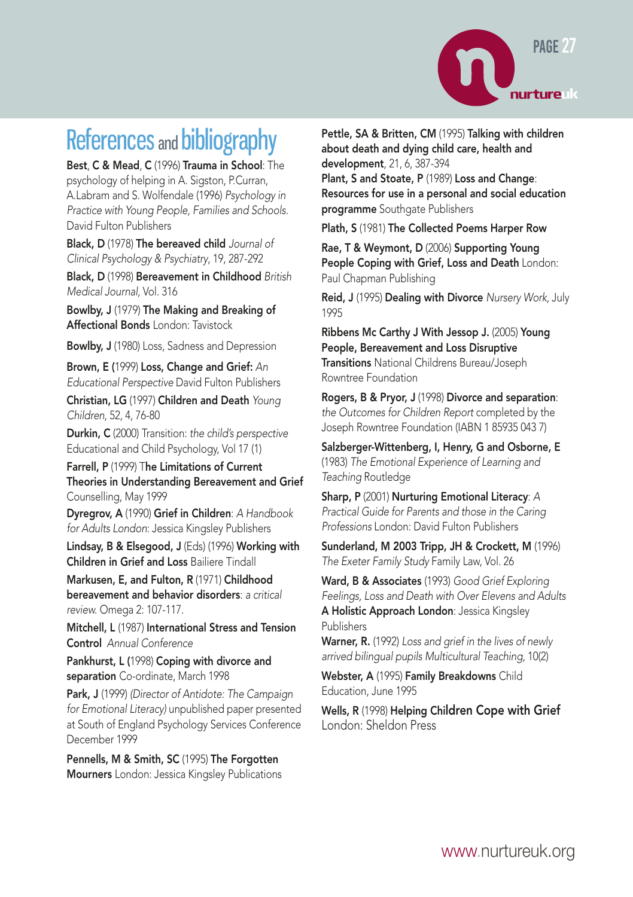# References and bibliography

**Best**, **C & Mead**, **C** (1996) **Trauma in School**: The psychology of helping in A. Sigston, P.Curran, A.Labram and S. Wolfendale (1996) *Psychology in Practice with Young People, Families and Schools.* David Fulton Publishers

**Black, D** (1978) **The bereaved child** *Journal of Clinical Psychology & Psychiatry*, 19, 287-292

**Black, D** (1998) **Bereavement in Childhood** *British Medical Journal*, Vol. 316

**Bowlby, J** (1979) **The Making and Breaking of Affectional Bonds** London: Tavistock

**Bowlby, J** (1980) Loss, Sadness and Depression

**Brown, E (**1999) **Loss, Change and Grief:** *An Educational Perspective* David Fulton Publishers

**Christian, LG** (1997) **Children and Death** *Young Children*, 52, 4, 76-80

**Durkin, C** (2000) Transition: *the child's perspective* Educational and Child Psychology, Vol 17 (1)

**Farrell, P** (1999) T**he Limitations of Current Theories in Understanding Bereavement and Grief** Counselling, May 1999

**Dyregrov, A** (1990) **Grief in Children**: *A Handbook for Adults London*: Jessica Kingsley Publishers

**Lindsay, B & Elsegood, J** (Eds) (1996) **Working with Children in Grief and Loss** Bailiere Tindall

**Markusen, E, and Fulton, R** (1971) **Childhood bereavement and behavior disorders**: *a critical review.* Omega 2: 107-117.

**Mitchell, L** (1987) **International Stress and Tension Control** *Annual Conference*

**Pankhurst, L (**1998) **Coping with divorce and separation** Co-ordinate, March 1998

**Park, J** (1999) *(Director of Antidote: The Campaign for Emotional Literacy)* unpublished paper presented at South of England Psychology Services Conference December 1999

**Pennells, M & Smith, SC** (1995) **The Forgotten Mourners** London: Jessica Kingsley Publications

**Pettle, SA & Britten, CM** (1995) **Talking with children about death and dying child care, health and development**, 21, 6, 387-394

**Plant, S and Stoate, P** (1989) **Loss and Change**: **Resources for use in a personal and social education programme** Southgate Publishers

**Plath, S** (1981) **The Collected Poems Harper Row**

**Rae, T & Weymont, D** (2006) **Supporting Young People Coping with Grief, Loss and Death** London: Paul Chapman Publishing

**Reid, J** (1995) **Dealing with Divorce** *Nursery Work*, July 1995

**Ribbens Mc Carthy J With Jessop J.** (2005) **Young People, Bereavement and Loss Disruptive Transitions** National Childrens Bureau/Joseph Rowntree Foundation

**Rogers, B & Pryor, J** (1998) **Divorce and separation**: *the Outcomes for Children Report* completed by the Joseph Rowntree Foundation (IABN 1 85935 043 7)

**Salzberger-Wittenberg, I, Henry, G and Osborne, E** (1983) *The Emotional Experience of Learning and Teaching* Routledge

**Sharp, P** (2001) **Nurturing Emotional Literacy**: *A Practical Guide for Parents and those in the Caring Professions* London: David Fulton Publishers

**Sunderland, M 2003 Tripp, JH & Crockett, M** (1996) *The Exeter Family Study* Family Law, Vol. 26

**Ward, B & Associates** (1993) *Good Grief Exploring Feelings, Loss and Death with Over Elevens and Adults* **A Holistic Approach London**: Jessica Kingsley Publishers

**Warner, R.** (1992) *Loss and grief in the lives of newly arrived bilingual pupils Multicultural Teaching*, 10(2)

**Webster, A** (1995) **Family Breakdowns** Child Education, June 1995

**Wells, R** (1998) **Helping Children Cope with Grief** London: Sheldon Press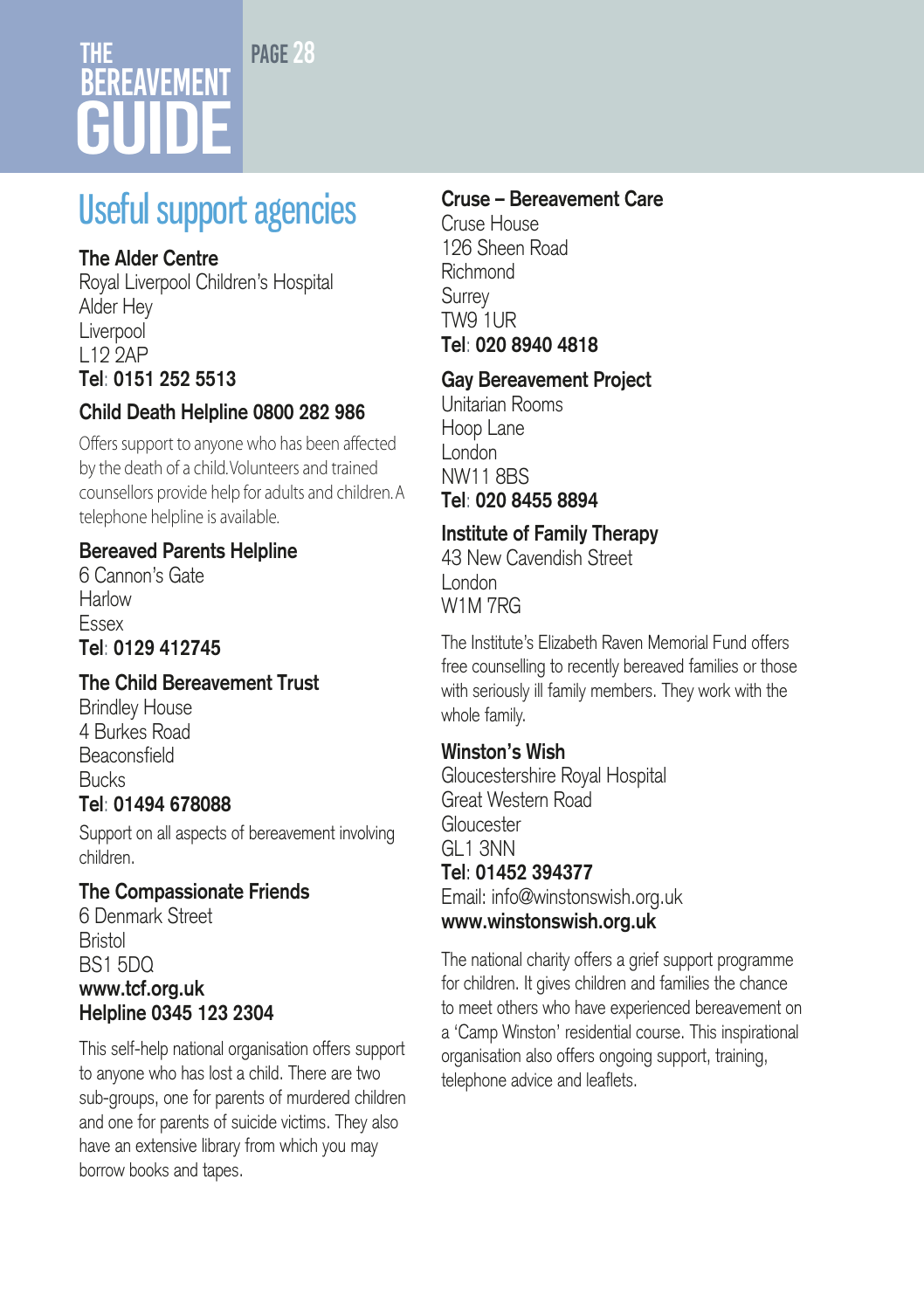# Useful support agencies

### The Alder Centre

Royal Liverpool Children's Hospital
Alder Hey
Liverpool
L12 2AP
**Tel: 0151 252 5513**

### Child Death Helpline 0800 282 986

Offers support to anyone who has been affected by the death of a child. Volunteers and trained counsellors provide help for adults and children. A telephone helpline is available.

### Bereaved Parents Helpline

6 Cannon's Gate
Harlow
Essex
**Tel: 0129 412745**

### The Child Bereavement Trust

Brindley House
4 Burkes Road
Beaconsfield
Bucks
**Tel: 01494 678088**

Support on all aspects of bereavement involving children.

### The Compassionate Friends

6 Denmark Street
Bristol
BS1 5DQ
**www.tcf.org.uk**
**Helpline 0345 123 2304**

This self-help national organisation offers support to anyone who has lost a child. There are two sub-groups, one for parents of murdered children and one for parents of suicide victims. They also have an extensive library from which you may borrow books and tapes.

### Cruse – Bereavement Care

Cruse House
126 Sheen Road
Richmond
Surrey
TW9 1UR
**Tel: 020 8940 4818**

### Gay Bereavement Project

Unitarian Rooms
Hoop Lane
London
NW11 8BS
**Tel: 020 8455 8894**

### Institute of Family Therapy

43 New Cavendish Street
London
W1M 7RG

The Institute's Elizabeth Raven Memorial Fund offers free counselling to recently bereaved families or those with seriously ill family members. They work with the whole family.

### Winston's Wish

Gloucestershire Royal Hospital
Great Western Road
Gloucester
GL1 3NN
**Tel: 01452 394377**
Email: info@winstonswish.org.uk
**www.winstonswish.org.uk**

The national charity offers a grief support programme for children. It gives children and families the chance to meet others who have experienced bereavement on a 'Camp Winston' residential course. This inspirational organisation also offers ongoing support, training, telephone advice and leaflets.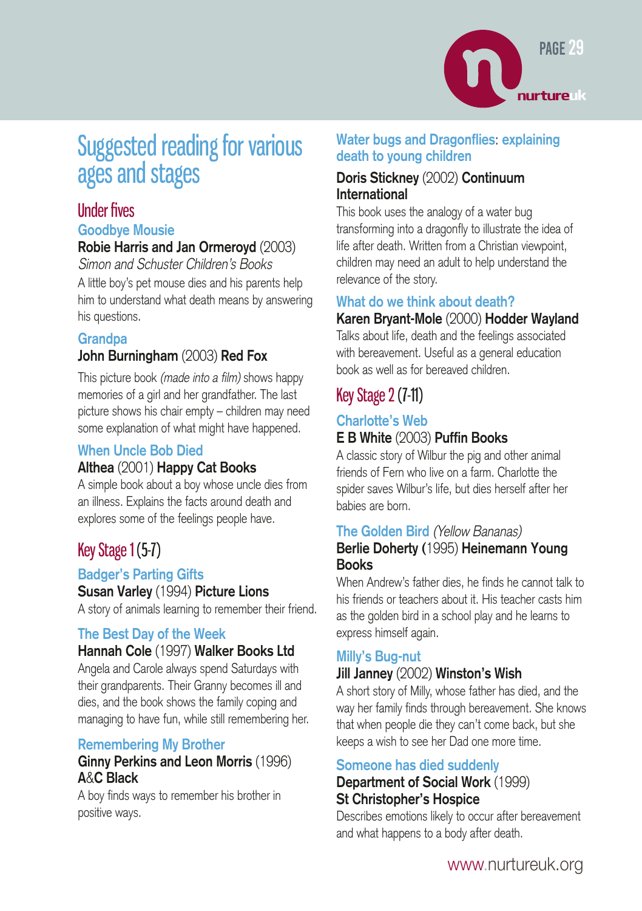# Suggested reading for various ages and stages

## Under fives

### Goodbye Mousie

**Robie Harris and Jan Ormeroyd** (2003)
*Simon and Schuster Children's Books*

A little boy's pet mouse dies and his parents help him to understand what death means by answering his questions.

### Grandpa

**John Burningham** (2003) **Red Fox**

This picture book *(made into a film)* shows happy memories of a girl and her grandfather. The last picture shows his chair empty – children may need some explanation of what might have happened.

### When Uncle Bob Died

**Althea** (2001) **Happy Cat Books**

A simple book about a boy whose uncle dies from an illness. Explains the facts around death and explores some of the feelings people have.

## Key Stage 1 (5-7)

### Badger's Parting Gifts

**Susan Varley** (1994) **Picture Lions**

A story of animals learning to remember their friend.

### The Best Day of the Week

**Hannah Cole** (1997) **Walker Books Ltd**

Angela and Carole always spend Saturdays with their grandparents. Their Granny becomes ill and dies, and the book shows the family coping and managing to have fun, while still remembering her.

### Remembering My Brother

**Ginny Perkins and Leon Morris** (1996) **A&C Black**

A boy finds ways to remember his brother in positive ways.

### Water bugs and Dragonflies: explaining death to young children

**Doris Stickney** (2002) **Continuum International**

This book uses the analogy of a water bug transforming into a dragonfly to illustrate the idea of life after death. Written from a Christian viewpoint, children may need an adult to help understand the relevance of the story.

### What do we think about death?

**Karen Bryant-Mole** (2000) **Hodder Wayland**

Talks about life, death and the feelings associated with bereavement. Useful as a general education book as well as for bereaved children.

## Key Stage 2 (7-11)

### Charlotte's Web

**E B White** (2003) **Puffin Books**

A classic story of Wilbur the pig and other animal friends of Fern who live on a farm. Charlotte the spider saves Wilbur's life, but dies herself after her babies are born.

### The Golden Bird *(Yellow Bananas)*

**Berlie Doherty (**1995) **Heinemann Young Books**

When Andrew's father dies, he finds he cannot talk to his friends or teachers about it. His teacher casts him as the golden bird in a school play and he learns to express himself again.

### Milly's Bug-nut

**Jill Janney** (2002) **Winston's Wish**

A short story of Milly, whose father has died, and the way her family finds through bereavement. She knows that when people die they can't come back, but she keeps a wish to see her Dad one more time.

### Someone has died suddenly

**Department of Social Work** (1999)
**St Christopher's Hospice**

Describes emotions likely to occur after bereavement and what happens to a body after death.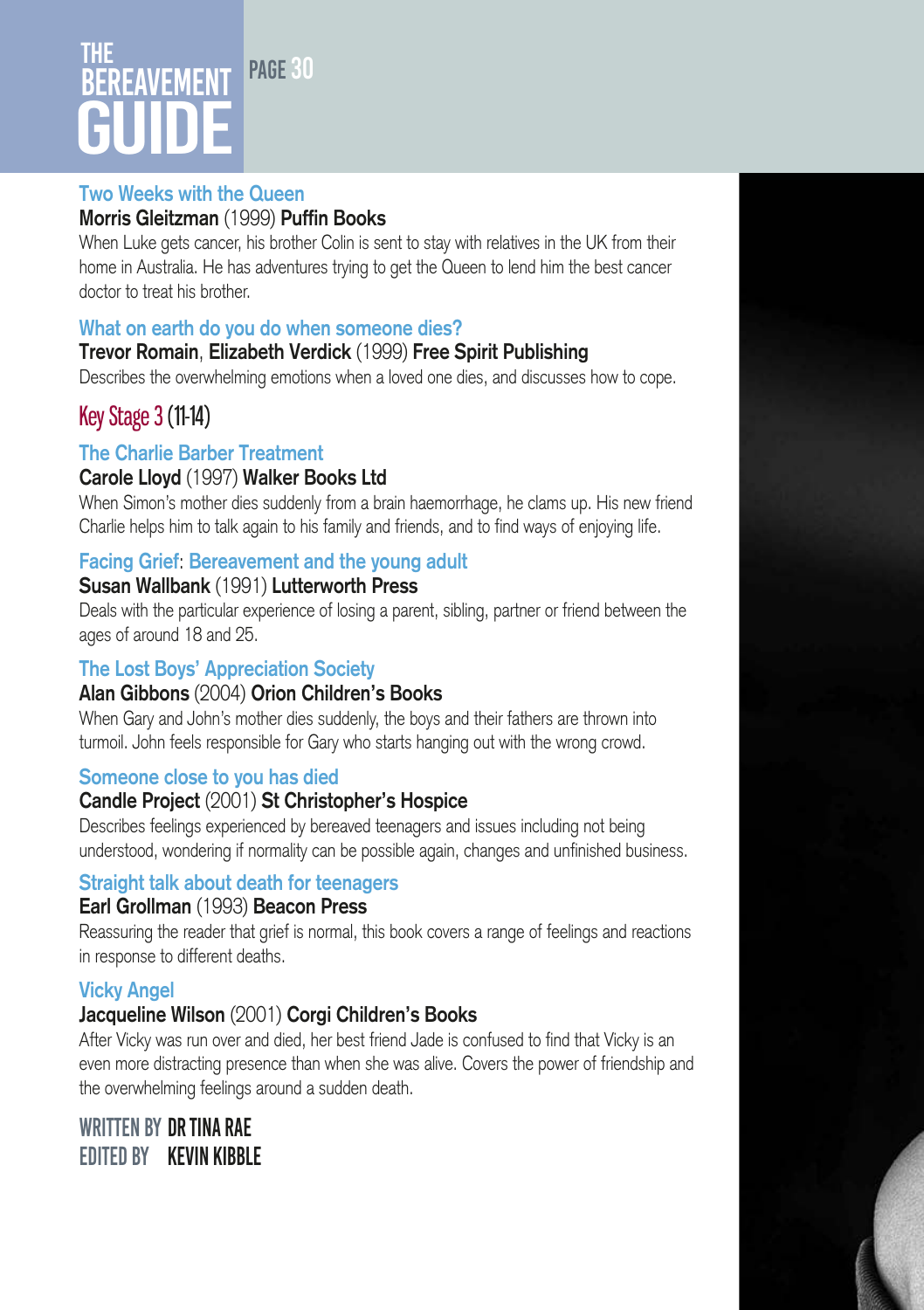### Two Weeks with the Queen

**Morris Gleitzman** (1999) **Puffin Books**

When Luke gets cancer, his brother Colin is sent to stay with relatives in the UK from their home in Australia. He has adventures trying to get the Queen to lend him the best cancer doctor to treat his brother.

### What on earth do you do when someone dies?

**Trevor Romain**, **Elizabeth Verdick** (1999) **Free Spirit Publishing**

Describes the overwhelming emotions when a loved one dies, and discusses how to cope.

## Key Stage 3 (11-14)

### The Charlie Barber Treatment

**Carole Lloyd** (1997) **Walker Books Ltd**

When Simon's mother dies suddenly from a brain haemorrhage, he clams up. His new friend Charlie helps him to talk again to his family and friends, and to find ways of enjoying life.

### Facing Grief: Bereavement and the young adult

**Susan Wallbank** (1991) **Lutterworth Press**

Deals with the particular experience of losing a parent, sibling, partner or friend between the ages of around 18 and 25.

### The Lost Boys' Appreciation Society

**Alan Gibbons** (2004) **Orion Children's Books**

When Gary and John's mother dies suddenly, the boys and their fathers are thrown into turmoil. John feels responsible for Gary who starts hanging out with the wrong crowd.

### Someone close to you has died

**Candle Project** (2001) **St Christopher's Hospice**

Describes feelings experienced by bereaved teenagers and issues including not being understood, wondering if normality can be possible again, changes and unfinished business.

### Straight talk about death for teenagers

**Earl Grollman** (1993) **Beacon Press**

Reassuring the reader that grief is normal, this book covers a range of feelings and reactions in response to different deaths.

### Vicky Angel

**Jacqueline Wilson** (2001) **Corgi Children's Books**

After Vicky was run over and died, her best friend Jade is confused to find that Vicky is an even more distracting presence than when she was alive. Covers the power of friendship and the overwhelming feelings around a sudden death.

WRITTEN BY **DR TINA RAE**
EDITED BY **KEVIN KIBBLE**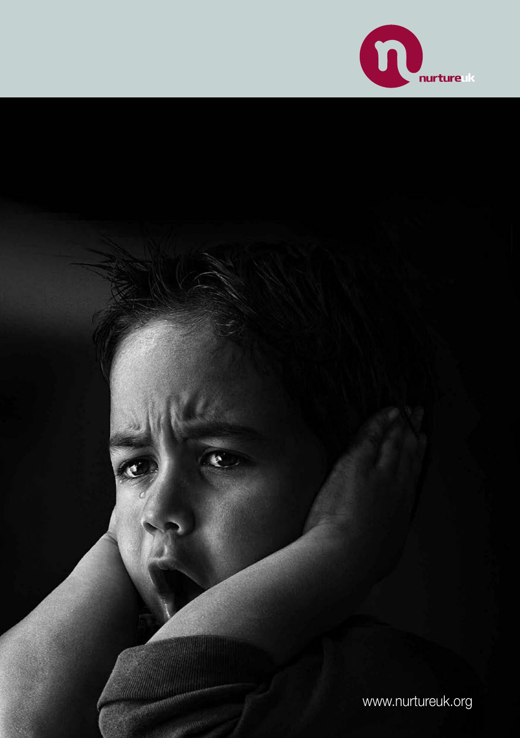nurtureuk

www.nurtureuk.org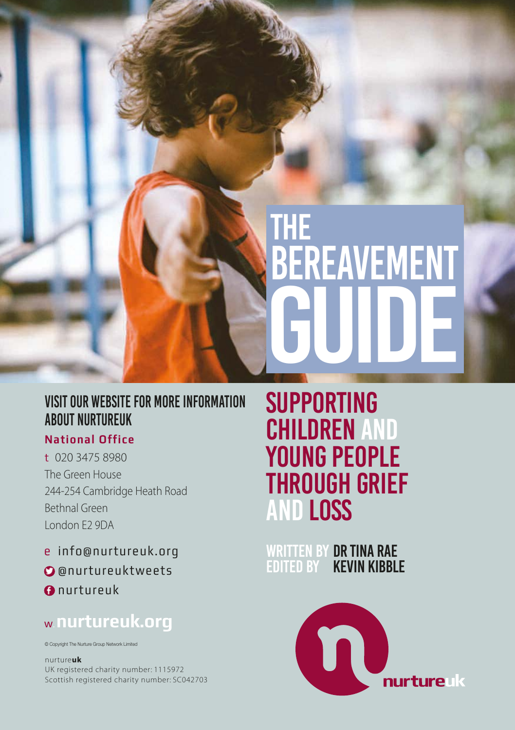# THE BEREAVEMENT GUIDE

## SUPPORTING CHILDREN AND YOUNG PEOPLE THROUGH GRIEF AND LOSS

WRITTEN BY **DR TINA RAE**
EDITED BY **KEVIN KIBBLE**

## VISIT OUR WEBSITE FOR MORE INFORMATION ABOUT NURTUREUK

**National Office**

t 020 3475 8980
The Green House
244-254 Cambridge Heath Road
Bethnal Green
London E2 9DA

e info@nurtureuk.org
@nurtureuktweets
nurtureuk

w **nurtureuk.org**

© Copyright The Nurture Group Network Limited

nurture**uk**
UK registered charity number: 1115972
Scottish registered charity number: SC042703

nurtureuk